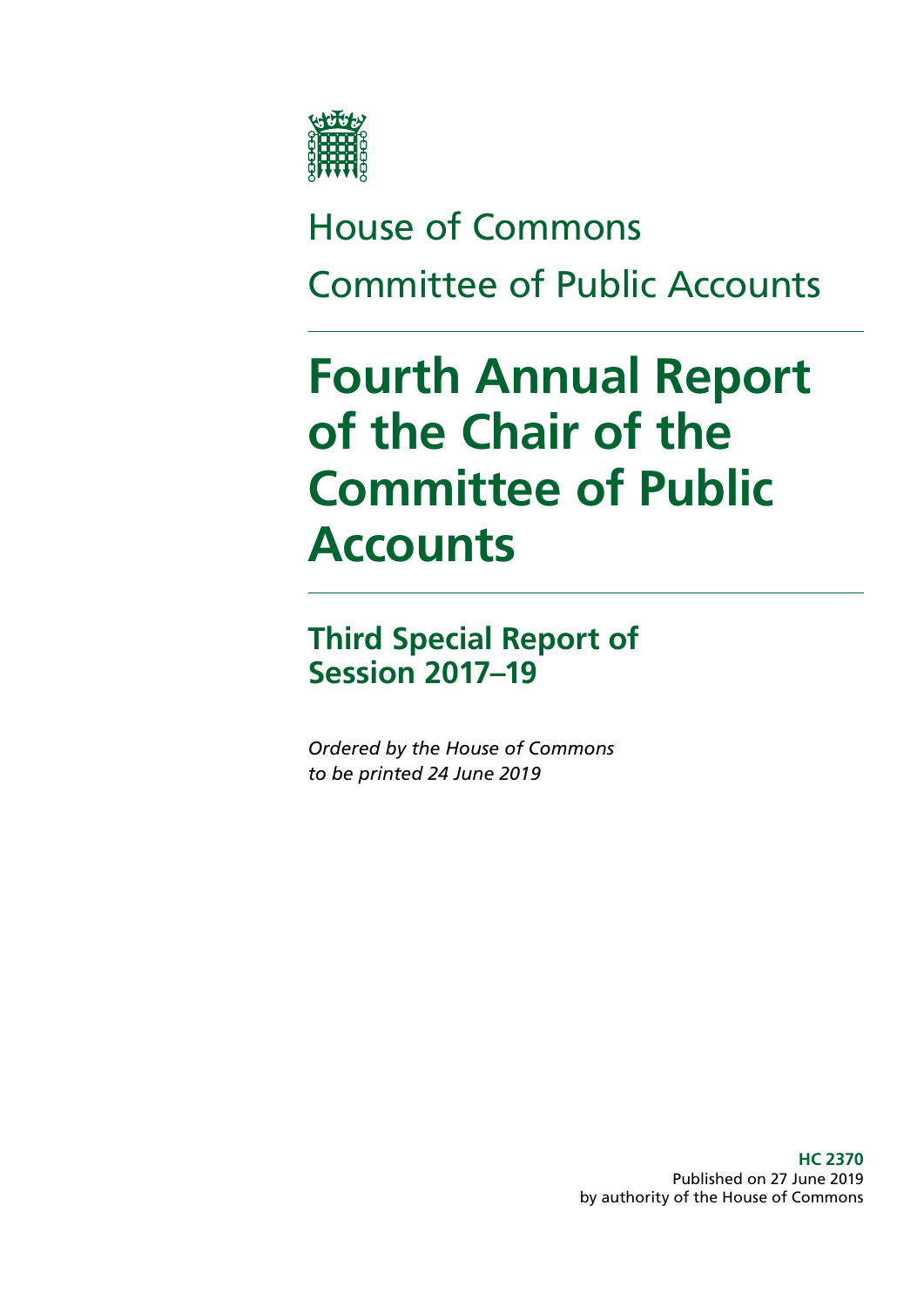House of Commons

Committee of Public Accounts

# Fourth Annual Report of the Chair of the Committee of Public Accounts

## Third Special Report of Session 2017–19

*Ordered by the House of Commons to be printed 24 June 2019*

**HC 2370**
Published on 27 June 2019
by authority of the House of Commons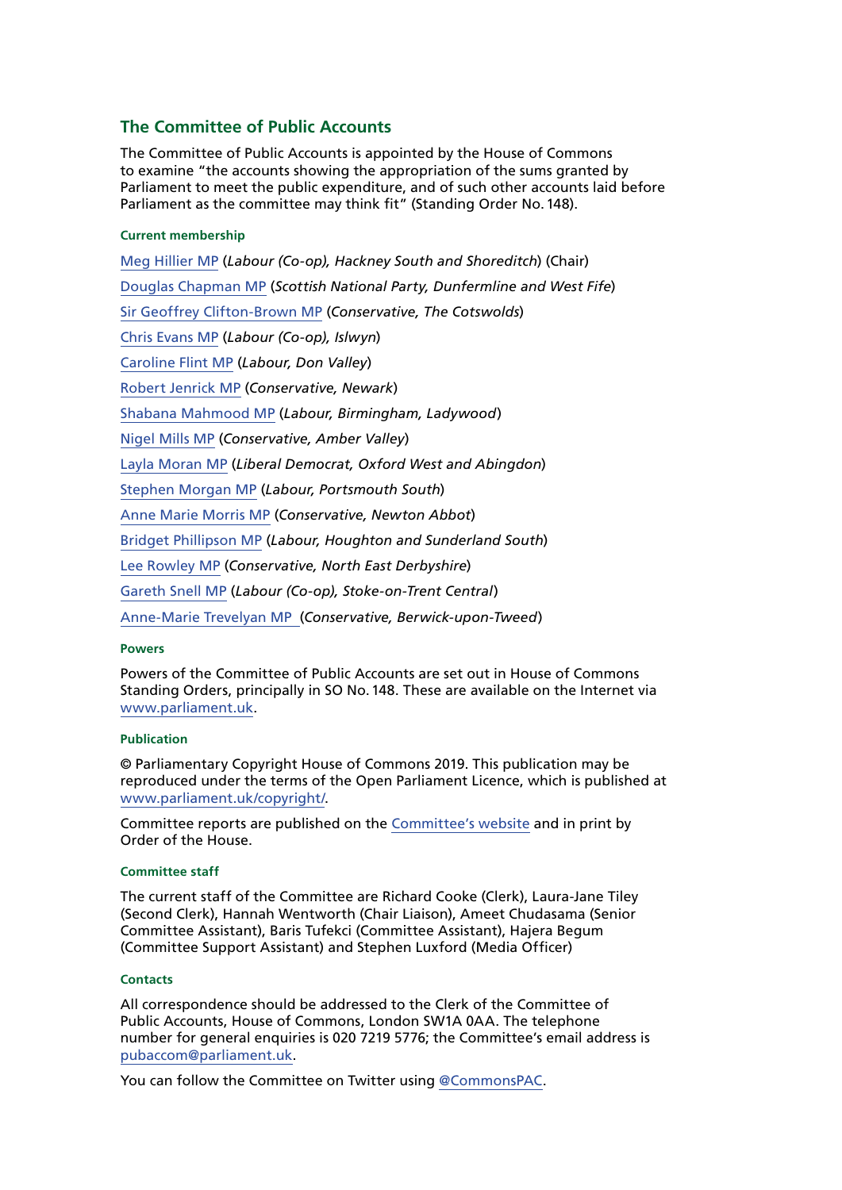## The Committee of Public Accounts

The Committee of Public Accounts is appointed by the House of Commons to examine "the accounts showing the appropriation of the sums granted by Parliament to meet the public expenditure, and of such other accounts laid before Parliament as the committee may think fit" (Standing Order No. 148).

#### Current membership

Meg Hillier MP (*Labour (Co-op), Hackney South and Shoreditch*) (Chair)

Douglas Chapman MP (*Scottish National Party, Dunfermline and West Fife*)

Sir Geoffrey Clifton-Brown MP (*Conservative, The Cotswolds*)

Chris Evans MP (*Labour (Co-op), Islwyn*)

Caroline Flint MP (*Labour, Don Valley*)

Robert Jenrick MP (*Conservative, Newark*)

Shabana Mahmood MP (*Labour, Birmingham, Ladywood*)

Nigel Mills MP (*Conservative, Amber Valley*)

Layla Moran MP (*Liberal Democrat, Oxford West and Abingdon*)

Stephen Morgan MP (*Labour, Portsmouth South*)

Anne Marie Morris MP (*Conservative, Newton Abbot*)

Bridget Phillipson MP (*Labour, Houghton and Sunderland South*)

Lee Rowley MP (*Conservative, North East Derbyshire*)

Gareth Snell MP (*Labour (Co-op), Stoke-on-Trent Central*)

Anne-Marie Trevelyan MP (*Conservative, Berwick-upon-Tweed*)

#### Powers

Powers of the Committee of Public Accounts are set out in House of Commons Standing Orders, principally in SO No. 148. These are available on the Internet via www.parliament.uk.

#### Publication

© Parliamentary Copyright House of Commons 2019. This publication may be reproduced under the terms of the Open Parliament Licence, which is published at www.parliament.uk/copyright/.

Committee reports are published on the Committee's website and in print by Order of the House.

#### Committee staff

The current staff of the Committee are Richard Cooke (Clerk), Laura-Jane Tiley (Second Clerk), Hannah Wentworth (Chair Liaison), Ameet Chudasama (Senior Committee Assistant), Baris Tufekci (Committee Assistant), Hajera Begum (Committee Support Assistant) and Stephen Luxford (Media Officer)

#### Contacts

All correspondence should be addressed to the Clerk of the Committee of Public Accounts, House of Commons, London SW1A 0AA. The telephone number for general enquiries is 020 7219 5776; the Committee's email address is pubaccom@parliament.uk.

You can follow the Committee on Twitter using @CommonsPAC.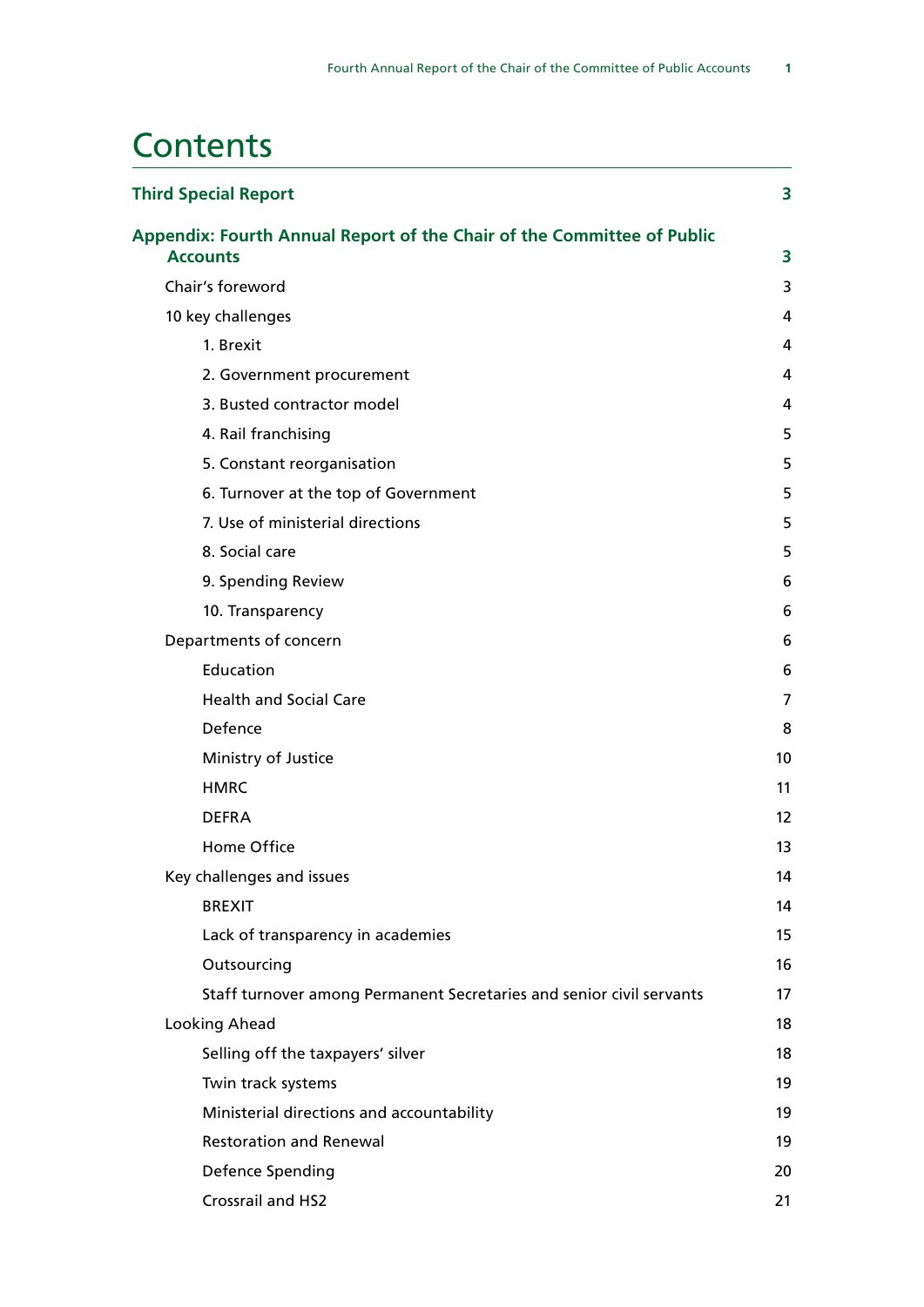# Contents

| | |
|---|---|
| **Third Special Report** | **3** |
| **Appendix: Fourth Annual Report of the Chair of the Committee of Public Accounts** | **3** |
| Chair's foreword | 3 |
| 10 key challenges | 4 |
| 1. Brexit | 4 |
| 2. Government procurement | 4 |
| 3. Busted contractor model | 4 |
| 4. Rail franchising | 5 |
| 5. Constant reorganisation | 5 |
| 6. Turnover at the top of Government | 5 |
| 7. Use of ministerial directions | 5 |
| 8. Social care | 5 |
| 9. Spending Review | 6 |
| 10. Transparency | 6 |
| Departments of concern | 6 |
| Education | 6 |
| Health and Social Care | 7 |
| Defence | 8 |
| Ministry of Justice | 10 |
| HMRC | 11 |
| DEFRA | 12 |
| Home Office | 13 |
| Key challenges and issues | 14 |
| BREXIT | 14 |
| Lack of transparency in academies | 15 |
| Outsourcing | 16 |
| Staff turnover among Permanent Secretaries and senior civil servants | 17 |
| Looking Ahead | 18 |
| Selling off the taxpayers' silver | 18 |
| Twin track systems | 19 |
| Ministerial directions and accountability | 19 |
| Restoration and Renewal | 19 |
| Defence Spending | 20 |
| Crossrail and HS2 | 21 |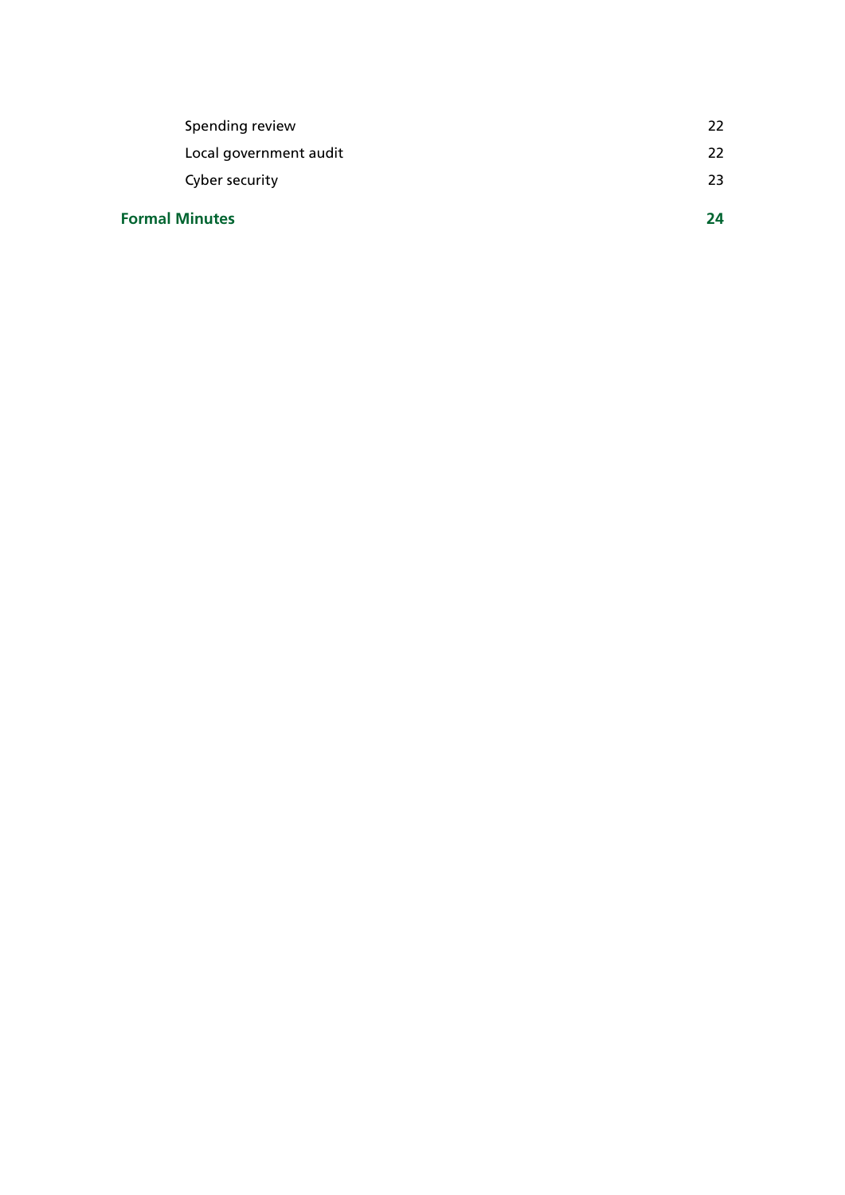Spending review 22

Local government audit 22

Cyber security 23

**Formal Minutes 24**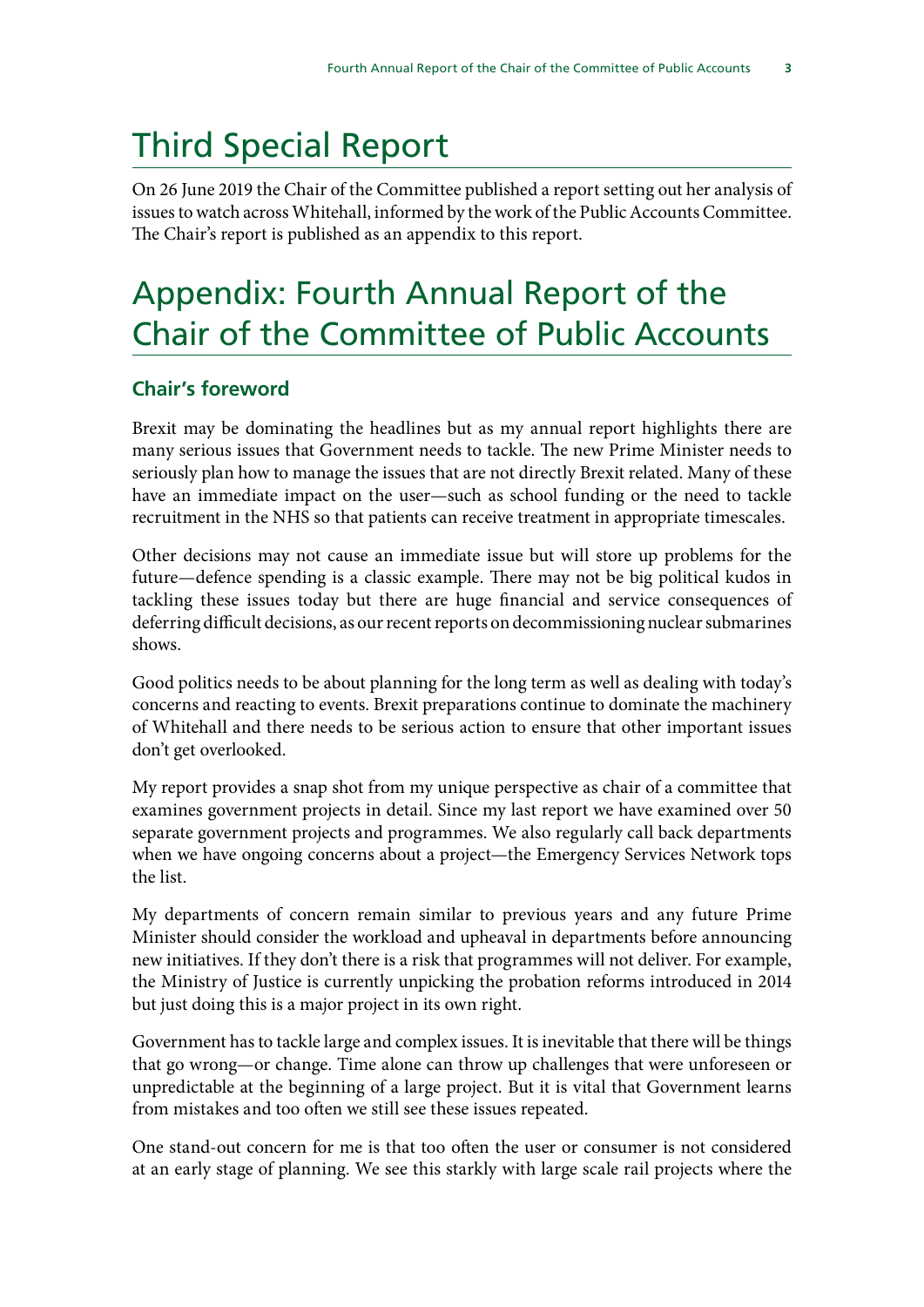# Third Special Report

On 26 June 2019 the Chair of the Committee published a report setting out her analysis of issues to watch across Whitehall, informed by the work of the Public Accounts Committee. The Chair's report is published as an appendix to this report.

# Appendix: Fourth Annual Report of the Chair of the Committee of Public Accounts

## Chair's foreword

Brexit may be dominating the headlines but as my annual report highlights there are many serious issues that Government needs to tackle. The new Prime Minister needs to seriously plan how to manage the issues that are not directly Brexit related. Many of these have an immediate impact on the user—such as school funding or the need to tackle recruitment in the NHS so that patients can receive treatment in appropriate timescales.

Other decisions may not cause an immediate issue but will store up problems for the future—defence spending is a classic example. There may not be big political kudos in tackling these issues today but there are huge financial and service consequences of deferring difficult decisions, as our recent reports on decommissioning nuclear submarines shows.

Good politics needs to be about planning for the long term as well as dealing with today's concerns and reacting to events. Brexit preparations continue to dominate the machinery of Whitehall and there needs to be serious action to ensure that other important issues don't get overlooked.

My report provides a snap shot from my unique perspective as chair of a committee that examines government projects in detail. Since my last report we have examined over 50 separate government projects and programmes. We also regularly call back departments when we have ongoing concerns about a project—the Emergency Services Network tops the list.

My departments of concern remain similar to previous years and any future Prime Minister should consider the workload and upheaval in departments before announcing new initiatives. If they don't there is a risk that programmes will not deliver. For example, the Ministry of Justice is currently unpicking the probation reforms introduced in 2014 but just doing this is a major project in its own right.

Government has to tackle large and complex issues. It is inevitable that there will be things that go wrong—or change. Time alone can throw up challenges that were unforeseen or unpredictable at the beginning of a large project. But it is vital that Government learns from mistakes and too often we still see these issues repeated.

One stand-out concern for me is that too often the user or consumer is not considered at an early stage of planning. We see this starkly with large scale rail projects where the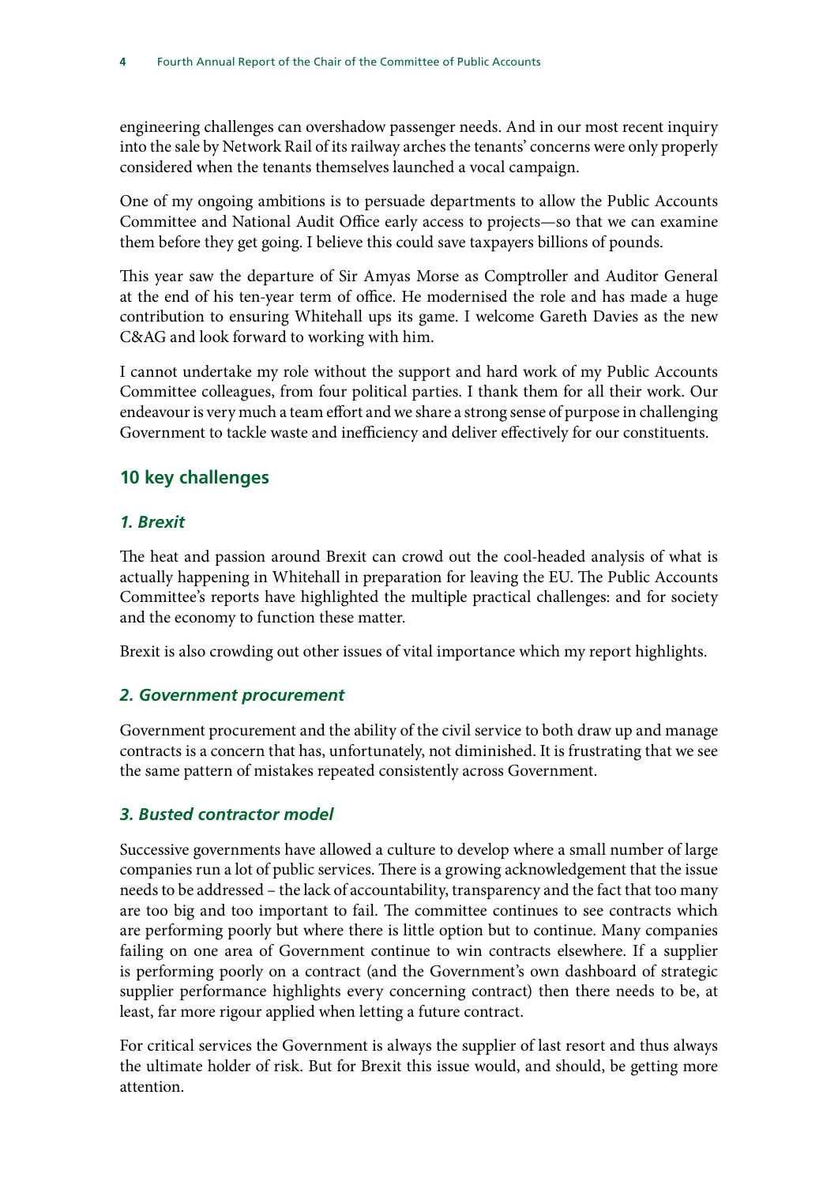engineering challenges can overshadow passenger needs. And in our most recent inquiry into the sale by Network Rail of its railway arches the tenants' concerns were only properly considered when the tenants themselves launched a vocal campaign.

One of my ongoing ambitions is to persuade departments to allow the Public Accounts Committee and National Audit Office early access to projects—so that we can examine them before they get going. I believe this could save taxpayers billions of pounds.

This year saw the departure of Sir Amyas Morse as Comptroller and Auditor General at the end of his ten-year term of office. He modernised the role and has made a huge contribution to ensuring Whitehall ups its game. I welcome Gareth Davies as the new C&AG and look forward to working with him.

I cannot undertake my role without the support and hard work of my Public Accounts Committee colleagues, from four political parties. I thank them for all their work. Our endeavour is very much a team effort and we share a strong sense of purpose in challenging Government to tackle waste and inefficiency and deliver effectively for our constituents.

## 10 key challenges

### *1. Brexit*

The heat and passion around Brexit can crowd out the cool-headed analysis of what is actually happening in Whitehall in preparation for leaving the EU. The Public Accounts Committee's reports have highlighted the multiple practical challenges: and for society and the economy to function these matter.

Brexit is also crowding out other issues of vital importance which my report highlights.

### *2. Government procurement*

Government procurement and the ability of the civil service to both draw up and manage contracts is a concern that has, unfortunately, not diminished. It is frustrating that we see the same pattern of mistakes repeated consistently across Government.

### *3. Busted contractor model*

Successive governments have allowed a culture to develop where a small number of large companies run a lot of public services. There is a growing acknowledgement that the issue needs to be addressed – the lack of accountability, transparency and the fact that too many are too big and too important to fail. The committee continues to see contracts which are performing poorly but where there is little option but to continue. Many companies failing on one area of Government continue to win contracts elsewhere. If a supplier is performing poorly on a contract (and the Government's own dashboard of strategic supplier performance highlights every concerning contract) then there needs to be, at least, far more rigour applied when letting a future contract.

For critical services the Government is always the supplier of last resort and thus always the ultimate holder of risk. But for Brexit this issue would, and should, be getting more attention.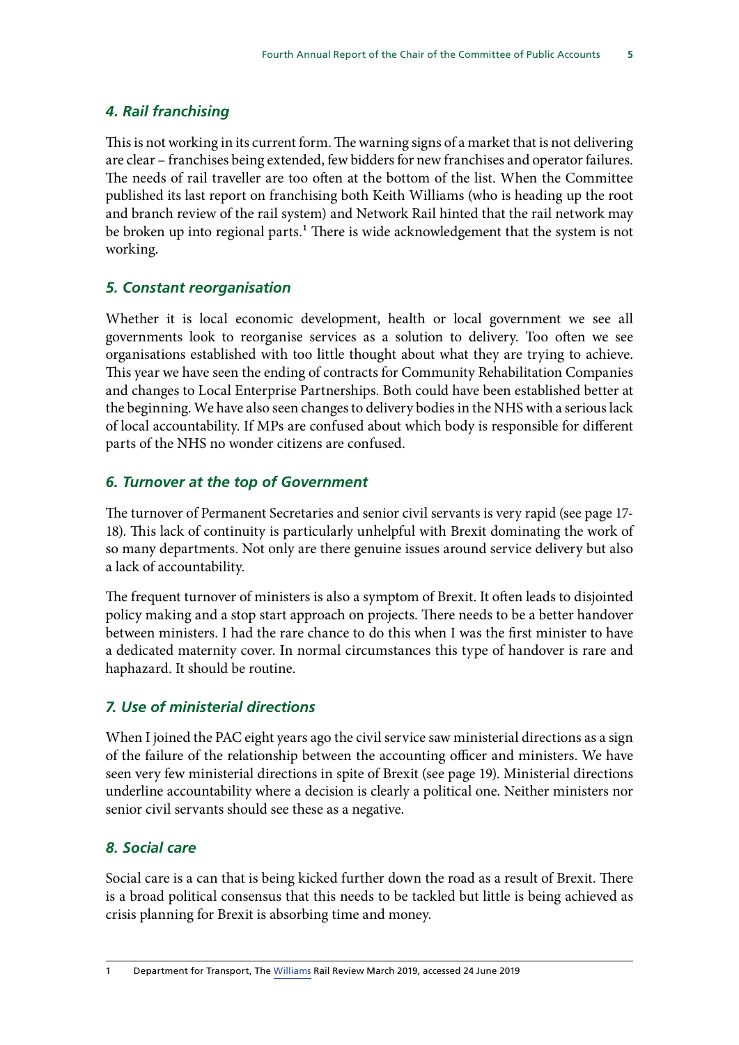### *4. Rail franchising*

This is not working in its current form. The warning signs of a market that is not delivering are clear – franchises being extended, few bidders for new franchises and operator failures. The needs of rail traveller are too often at the bottom of the list. When the Committee published its last report on franchising both Keith Williams (who is heading up the root and branch review of the rail system) and Network Rail hinted that the rail network may be broken up into regional parts.[1] There is wide acknowledgement that the system is not working.

### *5. Constant reorganisation*

Whether it is local economic development, health or local government we see all governments look to reorganise services as a solution to delivery. Too often we see organisations established with too little thought about what they are trying to achieve. This year we have seen the ending of contracts for Community Rehabilitation Companies and changes to Local Enterprise Partnerships. Both could have been established better at the beginning. We have also seen changes to delivery bodies in the NHS with a serious lack of local accountability. If MPs are confused about which body is responsible for different parts of the NHS no wonder citizens are confused.

### *6. Turnover at the top of Government*

The turnover of Permanent Secretaries and senior civil servants is very rapid (see page 17-18). This lack of continuity is particularly unhelpful with Brexit dominating the work of so many departments. Not only are there genuine issues around service delivery but also a lack of accountability.

The frequent turnover of ministers is also a symptom of Brexit. It often leads to disjointed policy making and a stop start approach on projects. There needs to be a better handover between ministers. I had the rare chance to do this when I was the first minister to have a dedicated maternity cover. In normal circumstances this type of handover is rare and haphazard. It should be routine.

### *7. Use of ministerial directions*

When I joined the PAC eight years ago the civil service saw ministerial directions as a sign of the failure of the relationship between the accounting officer and ministers. We have seen very few ministerial directions in spite of Brexit (see page 19). Ministerial directions underline accountability where a decision is clearly a political one. Neither ministers nor senior civil servants should see these as a negative.

### *8. Social care*

Social care is a can that is being kicked further down the road as a result of Brexit. There is a broad political consensus that this needs to be tackled but little is being achieved as crisis planning for Brexit is absorbing time and money.

---

1 Department for Transport, The Williams Rail Review March 2019, accessed 24 June 2019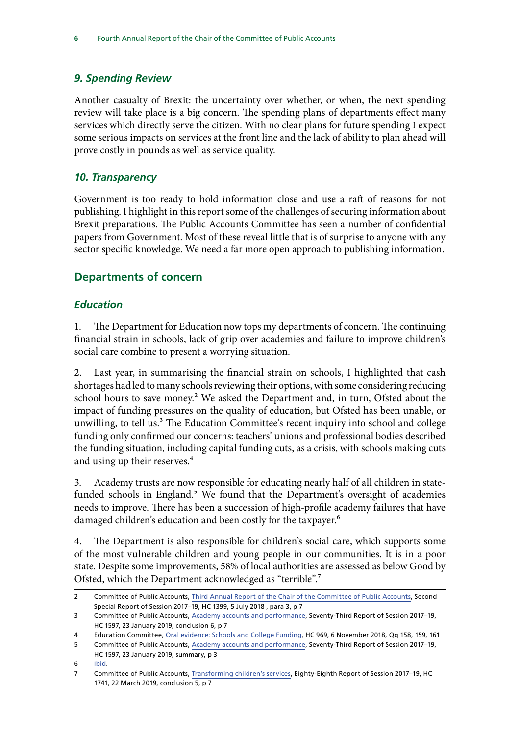### *9. Spending Review*

Another casualty of Brexit: the uncertainty over whether, or when, the next spending review will take place is a big concern. The spending plans of departments effect many services which directly serve the citizen. With no clear plans for future spending I expect some serious impacts on services at the front line and the lack of ability to plan ahead will prove costly in pounds as well as service quality.

### *10. Transparency*

Government is too ready to hold information close and use a raft of reasons for not publishing. I highlight in this report some of the challenges of securing information about Brexit preparations. The Public Accounts Committee has seen a number of confidential papers from Government. Most of these reveal little that is of surprise to anyone with any sector specific knowledge. We need a far more open approach to publishing information.

## Departments of concern

### *Education*

1. The Department for Education now tops my departments of concern. The continuing financial strain in schools, lack of grip over academies and failure to improve children's social care combine to present a worrying situation.

2. Last year, in summarising the financial strain on schools, I highlighted that cash shortages had led to many schools reviewing their options, with some considering reducing school hours to save money.[2] We asked the Department and, in turn, Ofsted about the impact of funding pressures on the quality of education, but Ofsted has been unable, or unwilling, to tell us.[3] The Education Committee's recent inquiry into school and college funding only confirmed our concerns: teachers' unions and professional bodies described the funding situation, including capital funding cuts, as a crisis, with schools making cuts and using up their reserves.[4]

3. Academy trusts are now responsible for educating nearly half of all children in state-funded schools in England.[5] We found that the Department's oversight of academies needs to improve. There has been a succession of high-profile academy failures that have damaged children's education and been costly for the taxpayer.[6]

4. The Department is also responsible for children's social care, which supports some of the most vulnerable children and young people in our communities. It is in a poor state. Despite some improvements, 58% of local authorities are assessed as below Good by Ofsted, which the Department acknowledged as "terrible".[7]

---

2 Committee of Public Accounts, Third Annual Report of the Chair of the Committee of Public Accounts, Second Special Report of Session 2017–19, HC 1399, 5 July 2018 , para 3, p 7

3 Committee of Public Accounts, Academy accounts and performance, Seventy-Third Report of Session 2017–19, HC 1597, 23 January 2019, conclusion 6, p 7

4 Education Committee, Oral evidence: Schools and College Funding, HC 969, 6 November 2018, Qq 158, 159, 161

5 Committee of Public Accounts, Academy accounts and performance, Seventy-Third Report of Session 2017–19, HC 1597, 23 January 2019, summary, p 3

6 Ibid.

7 Committee of Public Accounts, Transforming children's services, Eighty-Eighth Report of Session 2017–19, HC 1741, 22 March 2019, conclusion 5, p 7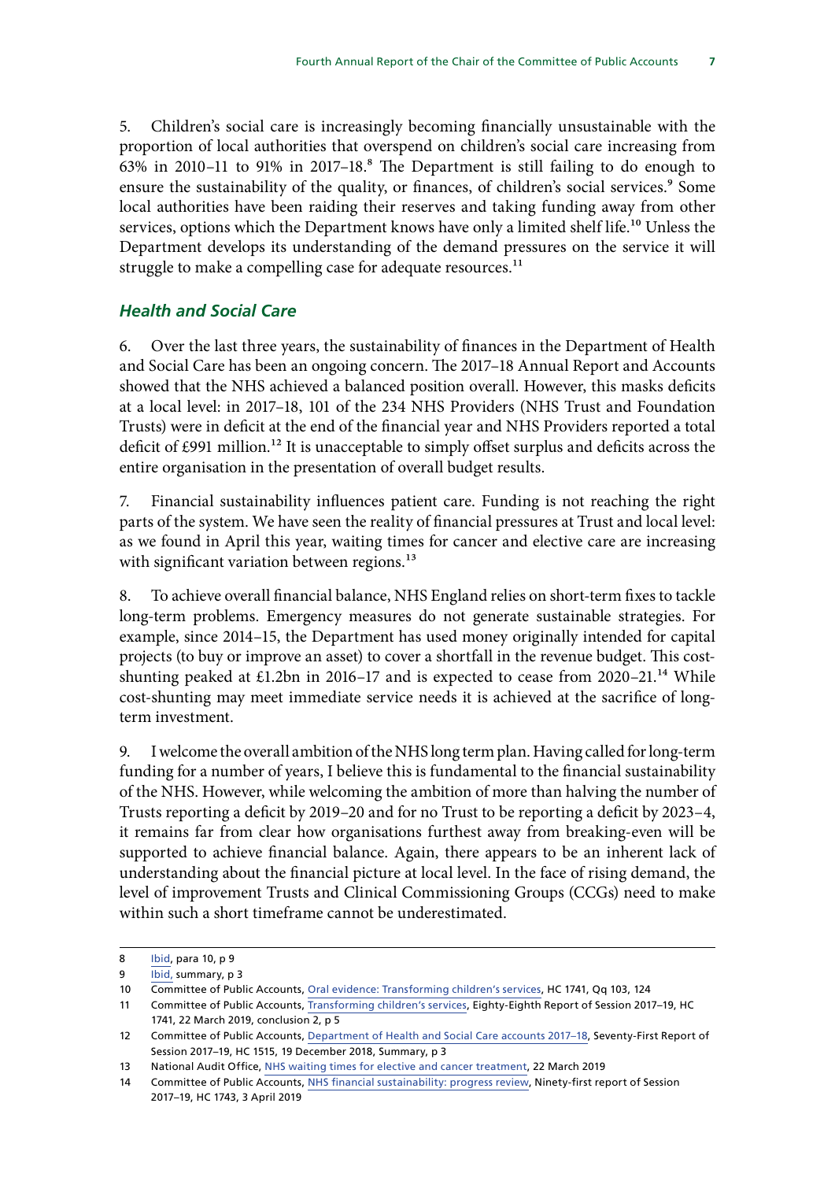5. Children's social care is increasingly becoming financially unsustainable with the proportion of local authorities that overspend on children's social care increasing from 63% in 2010–11 to 91% in 2017–18.[8] The Department is still failing to do enough to ensure the sustainability of the quality, or finances, of children's social services.[9] Some local authorities have been raiding their reserves and taking funding away from other services, options which the Department knows have only a limited shelf life.[10] Unless the Department develops its understanding of the demand pressures on the service it will struggle to make a compelling case for adequate resources.[11]

### *Health and Social Care*

6. Over the last three years, the sustainability of finances in the Department of Health and Social Care has been an ongoing concern. The 2017–18 Annual Report and Accounts showed that the NHS achieved a balanced position overall. However, this masks deficits at a local level: in 2017–18, 101 of the 234 NHS Providers (NHS Trust and Foundation Trusts) were in deficit at the end of the financial year and NHS Providers reported a total deficit of £991 million.[12] It is unacceptable to simply offset surplus and deficits across the entire organisation in the presentation of overall budget results.

7. Financial sustainability influences patient care. Funding is not reaching the right parts of the system. We have seen the reality of financial pressures at Trust and local level: as we found in April this year, waiting times for cancer and elective care are increasing with significant variation between regions.[13]

8. To achieve overall financial balance, NHS England relies on short-term fixes to tackle long-term problems. Emergency measures do not generate sustainable strategies. For example, since 2014–15, the Department has used money originally intended for capital projects (to buy or improve an asset) to cover a shortfall in the revenue budget. This cost-shunting peaked at £1.2bn in 2016–17 and is expected to cease from 2020–21.[14] While cost-shunting may meet immediate service needs it is achieved at the sacrifice of long-term investment.

9. I welcome the overall ambition of the NHS long term plan. Having called for long-term funding for a number of years, I believe this is fundamental to the financial sustainability of the NHS. However, while welcoming the ambition of more than halving the number of Trusts reporting a deficit by 2019–20 and for no Trust to be reporting a deficit by 2023–4, it remains far from clear how organisations furthest away from breaking-even will be supported to achieve financial balance. Again, there appears to be an inherent lack of understanding about the financial picture at local level. In the face of rising demand, the level of improvement Trusts and Clinical Commissioning Groups (CCGs) need to make within such a short timeframe cannot be underestimated.

---

8 Ibid, para 10, p 9

9 Ibid, summary, p 3

10 Committee of Public Accounts, Oral evidence: Transforming children's services, HC 1741, Qq 103, 124

11 Committee of Public Accounts, Transforming children's services, Eighty-Eighth Report of Session 2017–19, HC 1741, 22 March 2019, conclusion 2, p 5

12 Committee of Public Accounts, Department of Health and Social Care accounts 2017–18, Seventy-First Report of Session 2017–19, HC 1515, 19 December 2018, Summary, p 3

13 National Audit Office, NHS waiting times for elective and cancer treatment, 22 March 2019

14 Committee of Public Accounts, NHS financial sustainability: progress review, Ninety-first report of Session 2017–19, HC 1743, 3 April 2019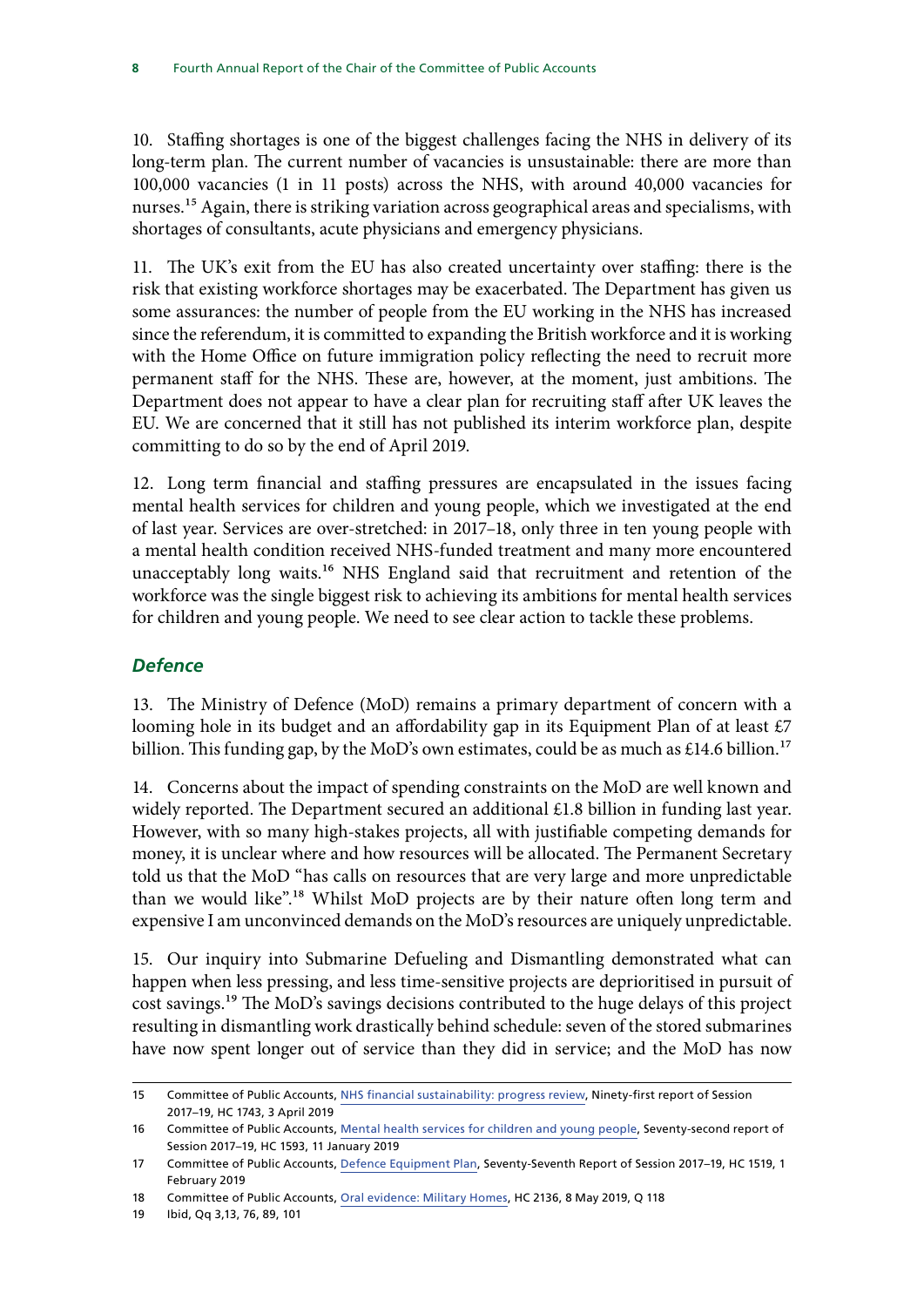10. Staffing shortages is one of the biggest challenges facing the NHS in delivery of its long-term plan. The current number of vacancies is unsustainable: there are more than 100,000 vacancies (1 in 11 posts) across the NHS, with around 40,000 vacancies for nurses.[15] Again, there is striking variation across geographical areas and specialisms, with shortages of consultants, acute physicians and emergency physicians.

11. The UK's exit from the EU has also created uncertainty over staffing: there is the risk that existing workforce shortages may be exacerbated. The Department has given us some assurances: the number of people from the EU working in the NHS has increased since the referendum, it is committed to expanding the British workforce and it is working with the Home Office on future immigration policy reflecting the need to recruit more permanent staff for the NHS. These are, however, at the moment, just ambitions. The Department does not appear to have a clear plan for recruiting staff after UK leaves the EU. We are concerned that it still has not published its interim workforce plan, despite committing to do so by the end of April 2019.

12. Long term financial and staffing pressures are encapsulated in the issues facing mental health services for children and young people, which we investigated at the end of last year. Services are over-stretched: in 2017–18, only three in ten young people with a mental health condition received NHS-funded treatment and many more encountered unacceptably long waits.[16] NHS England said that recruitment and retention of the workforce was the single biggest risk to achieving its ambitions for mental health services for children and young people. We need to see clear action to tackle these problems.

### *Defence*

13. The Ministry of Defence (MoD) remains a primary department of concern with a looming hole in its budget and an affordability gap in its Equipment Plan of at least £7 billion. This funding gap, by the MoD's own estimates, could be as much as £14.6 billion.[17]

14. Concerns about the impact of spending constraints on the MoD are well known and widely reported. The Department secured an additional £1.8 billion in funding last year. However, with so many high-stakes projects, all with justifiable competing demands for money, it is unclear where and how resources will be allocated. The Permanent Secretary told us that the MoD "has calls on resources that are very large and more unpredictable than we would like".[18] Whilst MoD projects are by their nature often long term and expensive I am unconvinced demands on the MoD's resources are uniquely unpredictable.

15. Our inquiry into Submarine Defueling and Dismantling demonstrated what can happen when less pressing, and less time-sensitive projects are deprioritised in pursuit of cost savings.[19] The MoD's savings decisions contributed to the huge delays of this project resulting in dismantling work drastically behind schedule: seven of the stored submarines have now spent longer out of service than they did in service; and the MoD has now

---

15 Committee of Public Accounts, NHS financial sustainability: progress review, Ninety-first report of Session 2017–19, HC 1743, 3 April 2019

16 Committee of Public Accounts, Mental health services for children and young people, Seventy-second report of Session 2017–19, HC 1593, 11 January 2019

17 Committee of Public Accounts, Defence Equipment Plan, Seventy-Seventh Report of Session 2017–19, HC 1519, 1 February 2019

18 Committee of Public Accounts, Oral evidence: Military Homes, HC 2136, 8 May 2019, Q 118

19 Ibid, Qq 3,13, 76, 89, 101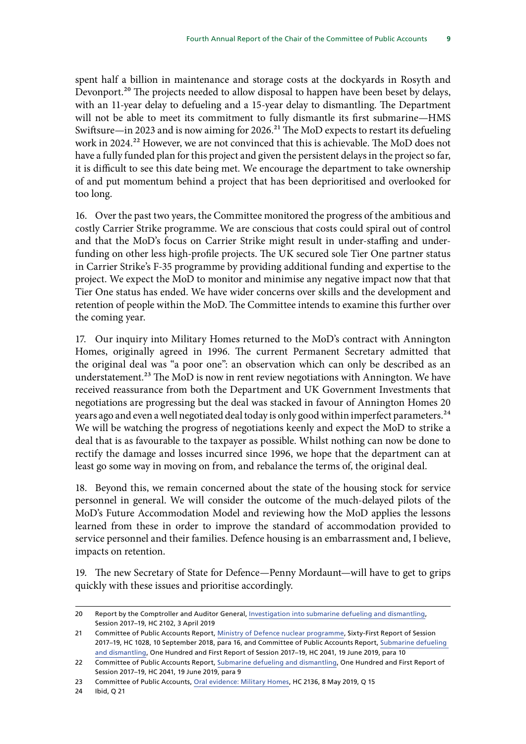spent half a billion in maintenance and storage costs at the dockyards in Rosyth and Devonport.[20] The projects needed to allow disposal to happen have been beset by delays, with an 11-year delay to defueling and a 15-year delay to dismantling. The Department will not be able to meet its commitment to fully dismantle its first submarine—HMS Swiftsure—in 2023 and is now aiming for 2026.[21] The MoD expects to restart its defueling work in 2024.[22] However, we are not convinced that this is achievable. The MoD does not have a fully funded plan for this project and given the persistent delays in the project so far, it is difficult to see this date being met. We encourage the department to take ownership of and put momentum behind a project that has been deprioritised and overlooked for too long.

16. Over the past two years, the Committee monitored the progress of the ambitious and costly Carrier Strike programme. We are conscious that costs could spiral out of control and that the MoD's focus on Carrier Strike might result in under-staffing and under-funding on other less high-profile projects. The UK secured sole Tier One partner status in Carrier Strike's F-35 programme by providing additional funding and expertise to the project. We expect the MoD to monitor and minimise any negative impact now that that Tier One status has ended. We have wider concerns over skills and the development and retention of people within the MoD. The Committee intends to examine this further over the coming year.

17. Our inquiry into Military Homes returned to the MoD's contract with Annington Homes, originally agreed in 1996. The current Permanent Secretary admitted that the original deal was "a poor one": an observation which can only be described as an understatement.[23] The MoD is now in rent review negotiations with Annington. We have received reassurance from both the Department and UK Government Investments that negotiations are progressing but the deal was stacked in favour of Annington Homes 20 years ago and even a well negotiated deal today is only good within imperfect parameters.[24] We will be watching the progress of negotiations keenly and expect the MoD to strike a deal that is as favourable to the taxpayer as possible. Whilst nothing can now be done to rectify the damage and losses incurred since 1996, we hope that the department can at least go some way in moving on from, and rebalance the terms of, the original deal.

18. Beyond this, we remain concerned about the state of the housing stock for service personnel in general. We will consider the outcome of the much-delayed pilots of the MoD's Future Accommodation Model and reviewing how the MoD applies the lessons learned from these in order to improve the standard of accommodation provided to service personnel and their families. Defence housing is an embarrassment and, I believe, impacts on retention.

19. The new Secretary of State for Defence—Penny Mordaunt—will have to get to grips quickly with these issues and prioritise accordingly.

---

20 Report by the Comptroller and Auditor General, Investigation into submarine defueling and dismantling, Session 2017–19, HC 2102, 3 April 2019

21 Committee of Public Accounts Report, Ministry of Defence nuclear programme, Sixty-First Report of Session 2017–19, HC 1028, 10 September 2018, para 16, and Committee of Public Accounts Report, Submarine defueling and dismantling, One Hundred and First Report of Session 2017–19, HC 2041, 19 June 2019, para 10

22 Committee of Public Accounts Report, Submarine defueling and dismantling, One Hundred and First Report of Session 2017–19, HC 2041, 19 June 2019, para 9

23 Committee of Public Accounts, Oral evidence: Military Homes, HC 2136, 8 May 2019, Q 15

24 Ibid, Q 21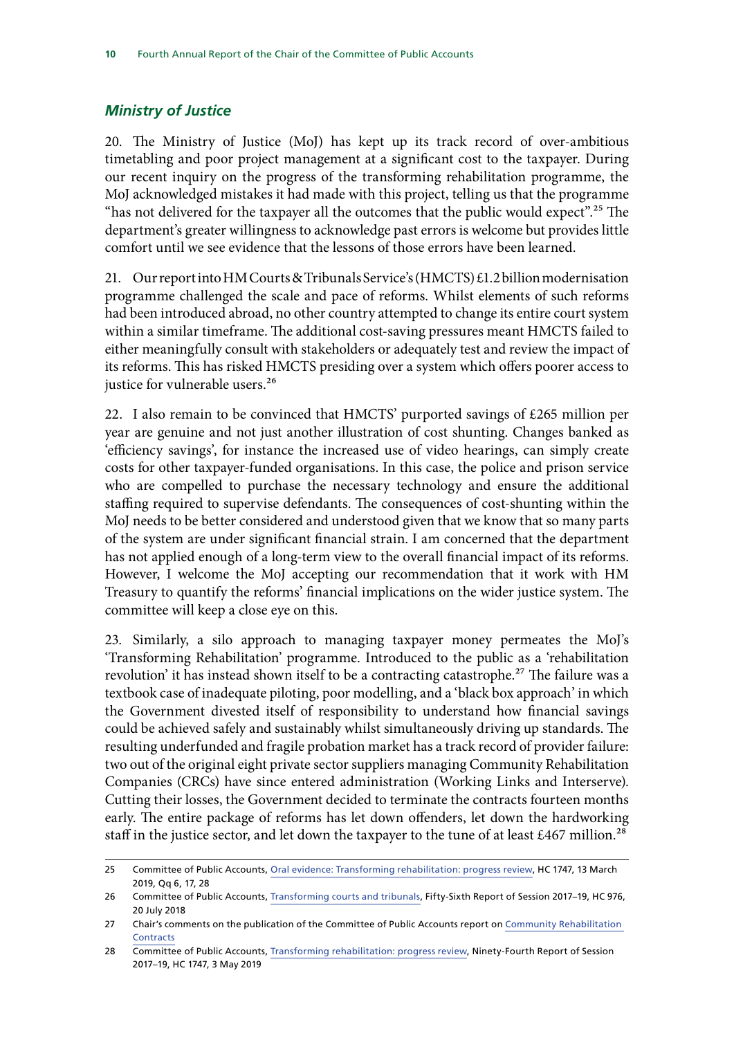### *Ministry of Justice*

20. The Ministry of Justice (MoJ) has kept up its track record of over-ambitious timetabling and poor project management at a significant cost to the taxpayer. During our recent inquiry on the progress of the transforming rehabilitation programme, the MoJ acknowledged mistakes it had made with this project, telling us that the programme "has not delivered for the taxpayer all the outcomes that the public would expect".[25] The department's greater willingness to acknowledge past errors is welcome but provides little comfort until we see evidence that the lessons of those errors have been learned.

21. Our report into HM Courts & Tribunals Service's (HMCTS) £1.2 billion modernisation programme challenged the scale and pace of reforms. Whilst elements of such reforms had been introduced abroad, no other country attempted to change its entire court system within a similar timeframe. The additional cost-saving pressures meant HMCTS failed to either meaningfully consult with stakeholders or adequately test and review the impact of its reforms. This has risked HMCTS presiding over a system which offers poorer access to justice for vulnerable users.[26]

22. I also remain to be convinced that HMCTS' purported savings of £265 million per year are genuine and not just another illustration of cost shunting. Changes banked as 'efficiency savings', for instance the increased use of video hearings, can simply create costs for other taxpayer-funded organisations. In this case, the police and prison service who are compelled to purchase the necessary technology and ensure the additional staffing required to supervise defendants. The consequences of cost-shunting within the MoJ needs to be better considered and understood given that we know that so many parts of the system are under significant financial strain. I am concerned that the department has not applied enough of a long-term view to the overall financial impact of its reforms. However, I welcome the MoJ accepting our recommendation that it work with HM Treasury to quantify the reforms' financial implications on the wider justice system. The committee will keep a close eye on this.

23. Similarly, a silo approach to managing taxpayer money permeates the MoJ's 'Transforming Rehabilitation' programme. Introduced to the public as a 'rehabilitation revolution' it has instead shown itself to be a contracting catastrophe.[27] The failure was a textbook case of inadequate piloting, poor modelling, and a 'black box approach' in which the Government divested itself of responsibility to understand how financial savings could be achieved safely and sustainably whilst simultaneously driving up standards. The resulting underfunded and fragile probation market has a track record of provider failure: two out of the original eight private sector suppliers managing Community Rehabilitation Companies (CRCs) have since entered administration (Working Links and Interserve). Cutting their losses, the Government decided to terminate the contracts fourteen months early. The entire package of reforms has let down offenders, let down the hardworking staff in the justice sector, and let down the taxpayer to the tune of at least £467 million.[28]

---

25 Committee of Public Accounts, Oral evidence: Transforming rehabilitation: progress review, HC 1747, 13 March 2019, Qq 6, 17, 28

26 Committee of Public Accounts, Transforming courts and tribunals, Fifty-Sixth Report of Session 2017–19, HC 976, 20 July 2018

27 Chair's comments on the publication of the Committee of Public Accounts report on Community Rehabilitation Contracts

28 Committee of Public Accounts, Transforming rehabilitation: progress review, Ninety-Fourth Report of Session 2017–19, HC 1747, 3 May 2019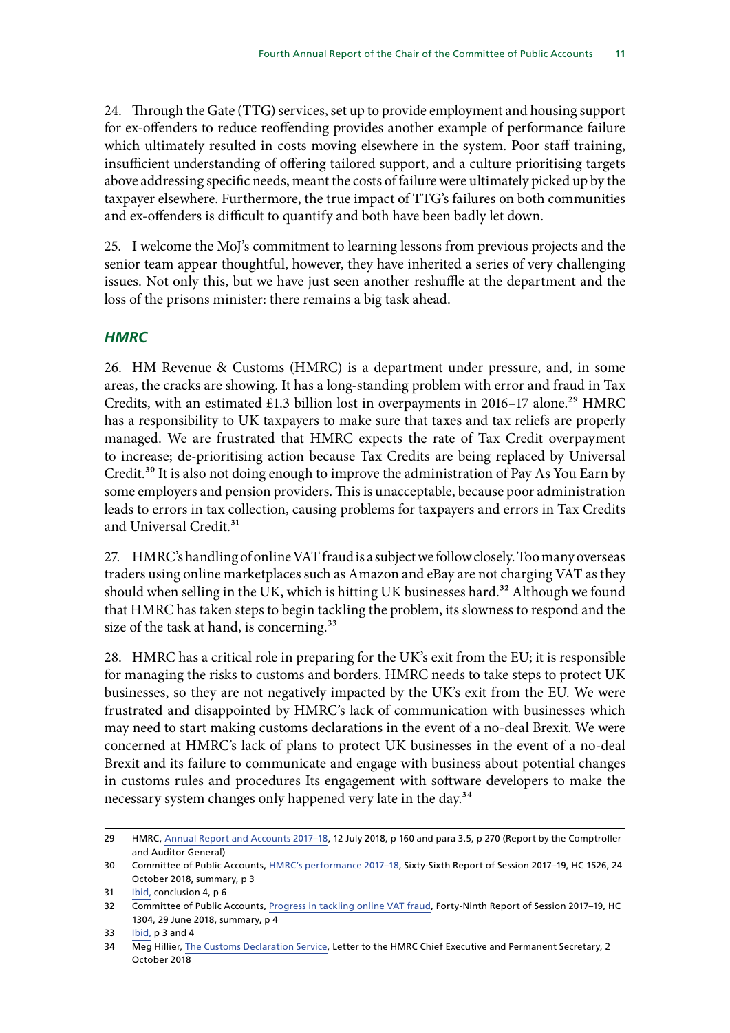24. Through the Gate (TTG) services, set up to provide employment and housing support for ex-offenders to reduce reoffending provides another example of performance failure which ultimately resulted in costs moving elsewhere in the system. Poor staff training, insufficient understanding of offering tailored support, and a culture prioritising targets above addressing specific needs, meant the costs of failure were ultimately picked up by the taxpayer elsewhere. Furthermore, the true impact of TTG's failures on both communities and ex-offenders is difficult to quantify and both have been badly let down.

25. I welcome the MoJ's commitment to learning lessons from previous projects and the senior team appear thoughtful, however, they have inherited a series of very challenging issues. Not only this, but we have just seen another reshuffle at the department and the loss of the prisons minister: there remains a big task ahead.

### *HMRC*

26. HM Revenue & Customs (HMRC) is a department under pressure, and, in some areas, the cracks are showing. It has a long-standing problem with error and fraud in Tax Credits, with an estimated £1.3 billion lost in overpayments in 2016–17 alone.[29] HMRC has a responsibility to UK taxpayers to make sure that taxes and tax reliefs are properly managed. We are frustrated that HMRC expects the rate of Tax Credit overpayment to increase; de-prioritising action because Tax Credits are being replaced by Universal Credit.[30] It is also not doing enough to improve the administration of Pay As You Earn by some employers and pension providers. This is unacceptable, because poor administration leads to errors in tax collection, causing problems for taxpayers and errors in Tax Credits and Universal Credit.[31]

27. HMRC's handling of online VAT fraud is a subject we follow closely. Too many overseas traders using online marketplaces such as Amazon and eBay are not charging VAT as they should when selling in the UK, which is hitting UK businesses hard.[32] Although we found that HMRC has taken steps to begin tackling the problem, its slowness to respond and the size of the task at hand, is concerning.[33]

28. HMRC has a critical role in preparing for the UK's exit from the EU; it is responsible for managing the risks to customs and borders. HMRC needs to take steps to protect UK businesses, so they are not negatively impacted by the UK's exit from the EU. We were frustrated and disappointed by HMRC's lack of communication with businesses which may need to start making customs declarations in the event of a no-deal Brexit. We were concerned at HMRC's lack of plans to protect UK businesses in the event of a no-deal Brexit and its failure to communicate and engage with business about potential changes in customs rules and procedures Its engagement with software developers to make the necessary system changes only happened very late in the day.[34]

---

29 HMRC, Annual Report and Accounts 2017–18, 12 July 2018, p 160 and para 3.5, p 270 (Report by the Comptroller and Auditor General)

30 Committee of Public Accounts, HMRC's performance 2017–18, Sixty-Sixth Report of Session 2017–19, HC 1526, 24 October 2018, summary, p 3

31 Ibid, conclusion 4, p 6

32 Committee of Public Accounts, Progress in tackling online VAT fraud, Forty-Ninth Report of Session 2017–19, HC 1304, 29 June 2018, summary, p 4

33 Ibid, p 3 and 4

34 Meg Hillier, The Customs Declaration Service, Letter to the HMRC Chief Executive and Permanent Secretary, 2 October 2018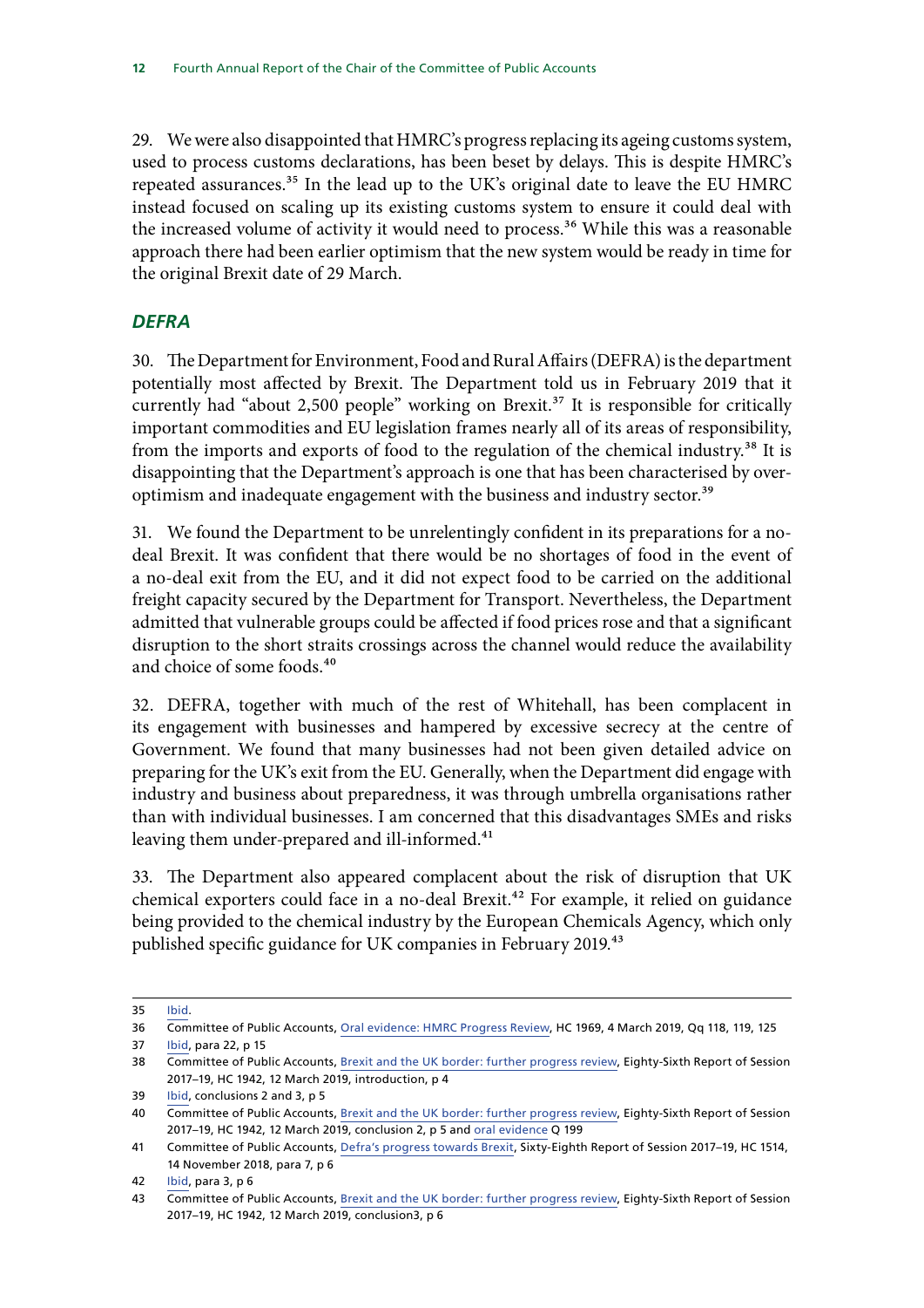29. We were also disappointed that HMRC's progress replacing its ageing customs system, used to process customs declarations, has been beset by delays. This is despite HMRC's repeated assurances.[35] In the lead up to the UK's original date to leave the EU HMRC instead focused on scaling up its existing customs system to ensure it could deal with the increased volume of activity it would need to process.[36] While this was a reasonable approach there had been earlier optimism that the new system would be ready in time for the original Brexit date of 29 March.

### *DEFRA*

30. The Department for Environment, Food and Rural Affairs (DEFRA) is the department potentially most affected by Brexit. The Department told us in February 2019 that it currently had "about 2,500 people" working on Brexit.[37] It is responsible for critically important commodities and EU legislation frames nearly all of its areas of responsibility, from the imports and exports of food to the regulation of the chemical industry.[38] It is disappointing that the Department's approach is one that has been characterised by over-optimism and inadequate engagement with the business and industry sector.[39]

31. We found the Department to be unrelentingly confident in its preparations for a no-deal Brexit. It was confident that there would be no shortages of food in the event of a no-deal exit from the EU, and it did not expect food to be carried on the additional freight capacity secured by the Department for Transport. Nevertheless, the Department admitted that vulnerable groups could be affected if food prices rose and that a significant disruption to the short straits crossings across the channel would reduce the availability and choice of some foods.[40]

32. DEFRA, together with much of the rest of Whitehall, has been complacent in its engagement with businesses and hampered by excessive secrecy at the centre of Government. We found that many businesses had not been given detailed advice on preparing for the UK's exit from the EU. Generally, when the Department did engage with industry and business about preparedness, it was through umbrella organisations rather than with individual businesses. I am concerned that this disadvantages SMEs and risks leaving them under-prepared and ill-informed.[41]

33. The Department also appeared complacent about the risk of disruption that UK chemical exporters could face in a no-deal Brexit.[42] For example, it relied on guidance being provided to the chemical industry by the European Chemicals Agency, which only published specific guidance for UK companies in February 2019.[43]

---

35 Ibid.

36 Committee of Public Accounts, Oral evidence: HMRC Progress Review, HC 1969, 4 March 2019, Qq 118, 119, 125

37 Ibid, para 22, p 15

38 Committee of Public Accounts, Brexit and the UK border: further progress review, Eighty-Sixth Report of Session 2017–19, HC 1942, 12 March 2019, introduction, p 4

39 Ibid, conclusions 2 and 3, p 5

40 Committee of Public Accounts, Brexit and the UK border: further progress review, Eighty-Sixth Report of Session 2017–19, HC 1942, 12 March 2019, conclusion 2, p 5 and oral evidence Q 199

41 Committee of Public Accounts, Defra's progress towards Brexit, Sixty-Eighth Report of Session 2017–19, HC 1514, 14 November 2018, para 7, p 6

42 Ibid, para 3, p 6

43 Committee of Public Accounts, Brexit and the UK border: further progress review, Eighty-Sixth Report of Session 2017–19, HC 1942, 12 March 2019, conclusion3, p 6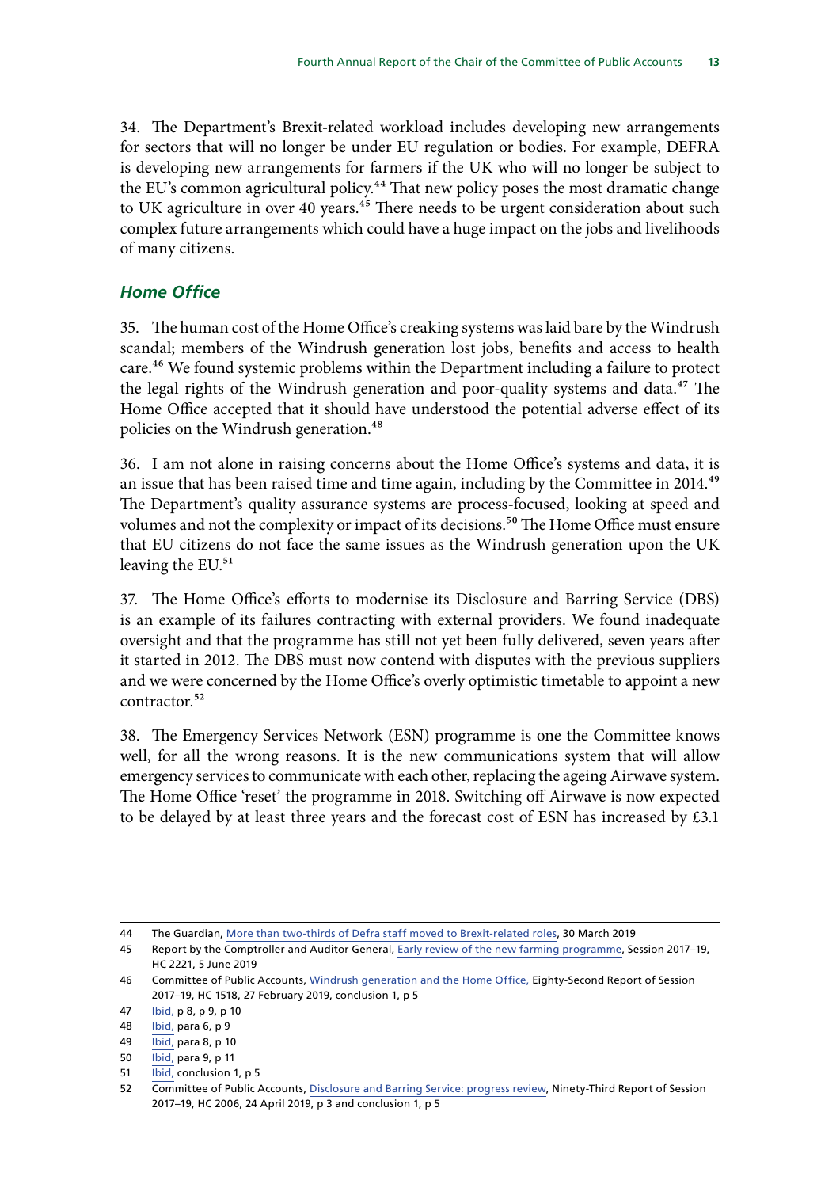34. The Department's Brexit-related workload includes developing new arrangements for sectors that will no longer be under EU regulation or bodies. For example, DEFRA is developing new arrangements for farmers if the UK who will no longer be subject to the EU's common agricultural policy.[44] That new policy poses the most dramatic change to UK agriculture in over 40 years.[45] There needs to be urgent consideration about such complex future arrangements which could have a huge impact on the jobs and livelihoods of many citizens.

### *Home Office*

35. The human cost of the Home Office's creaking systems was laid bare by the Windrush scandal; members of the Windrush generation lost jobs, benefits and access to health care.[46] We found systemic problems within the Department including a failure to protect the legal rights of the Windrush generation and poor-quality systems and data.[47] The Home Office accepted that it should have understood the potential adverse effect of its policies on the Windrush generation.[48]

36. I am not alone in raising concerns about the Home Office's systems and data, it is an issue that has been raised time and time again, including by the Committee in 2014.[49] The Department's quality assurance systems are process-focused, looking at speed and volumes and not the complexity or impact of its decisions.[50] The Home Office must ensure that EU citizens do not face the same issues as the Windrush generation upon the UK leaving the EU.[51]

37. The Home Office's efforts to modernise its Disclosure and Barring Service (DBS) is an example of its failures contracting with external providers. We found inadequate oversight and that the programme has still not yet been fully delivered, seven years after it started in 2012. The DBS must now contend with disputes with the previous suppliers and we were concerned by the Home Office's overly optimistic timetable to appoint a new contractor.[52]

38. The Emergency Services Network (ESN) programme is one the Committee knows well, for all the wrong reasons. It is the new communications system that will allow emergency services to communicate with each other, replacing the ageing Airwave system. The Home Office 'reset' the programme in 2018. Switching off Airwave is now expected to be delayed by at least three years and the forecast cost of ESN has increased by £3.1

---

44 The Guardian, More than two-thirds of Defra staff moved to Brexit-related roles, 30 March 2019

45 Report by the Comptroller and Auditor General, Early review of the new farming programme, Session 2017–19, HC 2221, 5 June 2019

46 Committee of Public Accounts, Windrush generation and the Home Office, Eighty-Second Report of Session 2017–19, HC 1518, 27 February 2019, conclusion 1, p 5

47 Ibid, p 8, p 9, p 10

48 Ibid, para 6, p 9

49 Ibid, para 8, p 10

50 Ibid, para 9, p 11

51 Ibid, conclusion 1, p 5

52 Committee of Public Accounts, Disclosure and Barring Service: progress review, Ninety-Third Report of Session 2017–19, HC 2006, 24 April 2019, p 3 and conclusion 1, p 5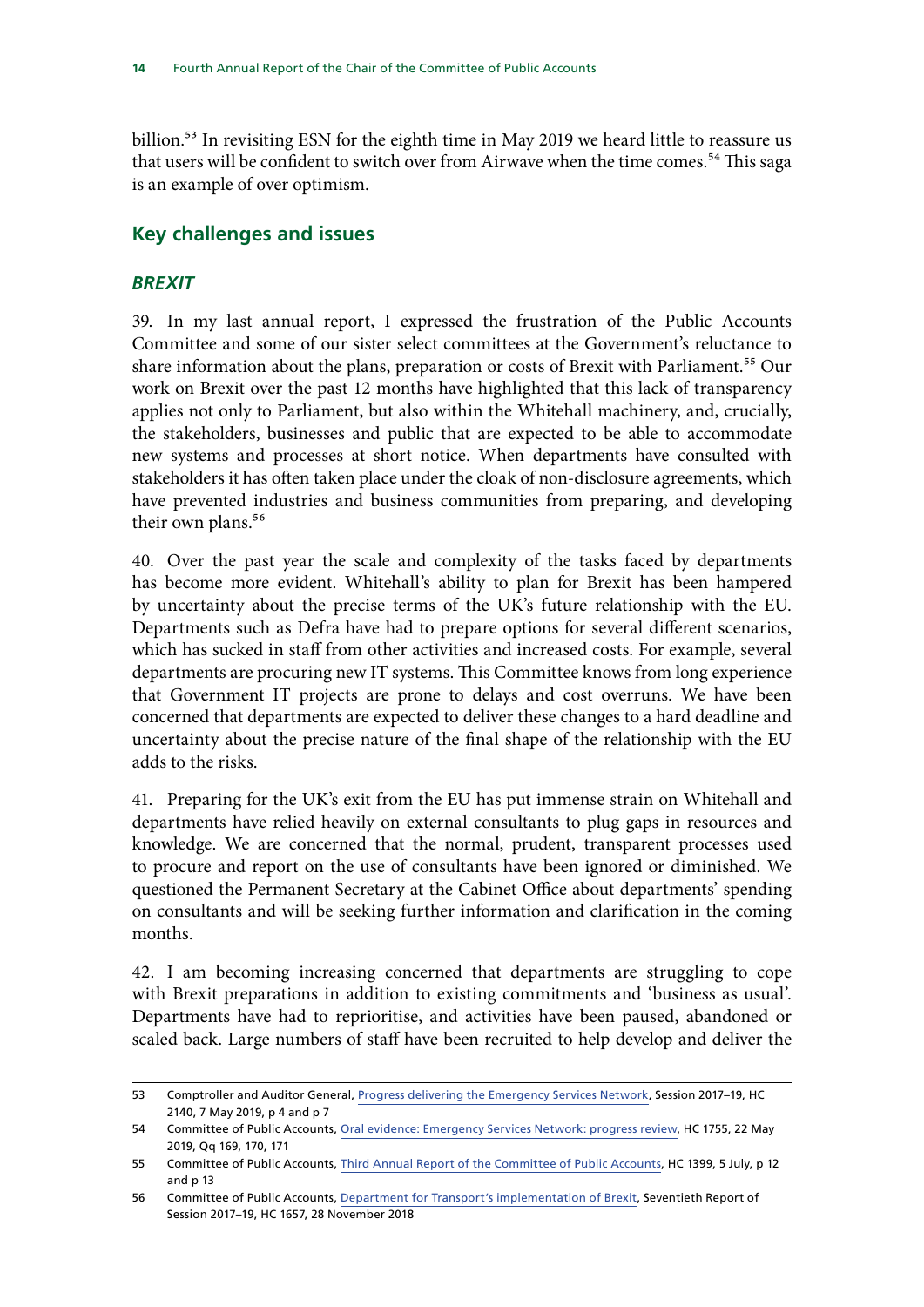billion.[53] In revisiting ESN for the eighth time in May 2019 we heard little to reassure us that users will be confident to switch over from Airwave when the time comes.[54] This saga is an example of over optimism.

## Key challenges and issues

### *BREXIT*

39. In my last annual report, I expressed the frustration of the Public Accounts Committee and some of our sister select committees at the Government's reluctance to share information about the plans, preparation or costs of Brexit with Parliament.[55] Our work on Brexit over the past 12 months have highlighted that this lack of transparency applies not only to Parliament, but also within the Whitehall machinery, and, crucially, the stakeholders, businesses and public that are expected to be able to accommodate new systems and processes at short notice. When departments have consulted with stakeholders it has often taken place under the cloak of non-disclosure agreements, which have prevented industries and business communities from preparing, and developing their own plans.[56]

40. Over the past year the scale and complexity of the tasks faced by departments has become more evident. Whitehall's ability to plan for Brexit has been hampered by uncertainty about the precise terms of the UK's future relationship with the EU. Departments such as Defra have had to prepare options for several different scenarios, which has sucked in staff from other activities and increased costs. For example, several departments are procuring new IT systems. This Committee knows from long experience that Government IT projects are prone to delays and cost overruns. We have been concerned that departments are expected to deliver these changes to a hard deadline and uncertainty about the precise nature of the final shape of the relationship with the EU adds to the risks.

41. Preparing for the UK's exit from the EU has put immense strain on Whitehall and departments have relied heavily on external consultants to plug gaps in resources and knowledge. We are concerned that the normal, prudent, transparent processes used to procure and report on the use of consultants have been ignored or diminished. We questioned the Permanent Secretary at the Cabinet Office about departments' spending on consultants and will be seeking further information and clarification in the coming months.

42. I am becoming increasing concerned that departments are struggling to cope with Brexit preparations in addition to existing commitments and 'business as usual'. Departments have had to reprioritise, and activities have been paused, abandoned or scaled back. Large numbers of staff have been recruited to help develop and deliver the

53 Comptroller and Auditor General, Progress delivering the Emergency Services Network, Session 2017–19, HC 2140, 7 May 2019, p 4 and p 7

54 Committee of Public Accounts, Oral evidence: Emergency Services Network: progress review, HC 1755, 22 May 2019, Qq 169, 170, 171

55 Committee of Public Accounts, Third Annual Report of the Committee of Public Accounts, HC 1399, 5 July, p 12 and p 13

56 Committee of Public Accounts, Department for Transport's implementation of Brexit, Seventieth Report of Session 2017–19, HC 1657, 28 November 2018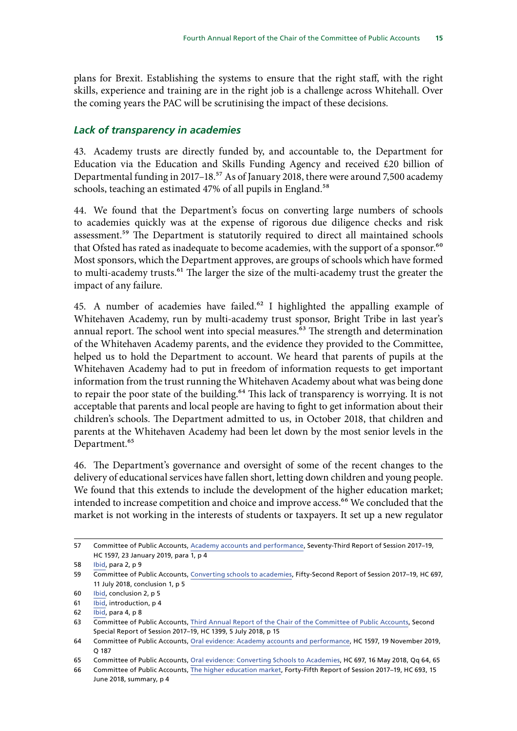plans for Brexit. Establishing the systems to ensure that the right staff, with the right skills, experience and training are in the right job is a challenge across Whitehall. Over the coming years the PAC will be scrutinising the impact of these decisions.

### *Lack of transparency in academies*

43. Academy trusts are directly funded by, and accountable to, the Department for Education via the Education and Skills Funding Agency and received £20 billion of Departmental funding in 2017–18.[57] As of January 2018, there were around 7,500 academy schools, teaching an estimated 47% of all pupils in England.[58]

44. We found that the Department's focus on converting large numbers of schools to academies quickly was at the expense of rigorous due diligence checks and risk assessment.[59] The Department is statutorily required to direct all maintained schools that Ofsted has rated as inadequate to become academies, with the support of a sponsor.[60] Most sponsors, which the Department approves, are groups of schools which have formed to multi-academy trusts.[61] The larger the size of the multi-academy trust the greater the impact of any failure.

45. A number of academies have failed.[62] I highlighted the appalling example of Whitehaven Academy, run by multi-academy trust sponsor, Bright Tribe in last year's annual report. The school went into special measures.[63] The strength and determination of the Whitehaven Academy parents, and the evidence they provided to the Committee, helped us to hold the Department to account. We heard that parents of pupils at the Whitehaven Academy had to put in freedom of information requests to get important information from the trust running the Whitehaven Academy about what was being done to repair the poor state of the building.[64] This lack of transparency is worrying. It is not acceptable that parents and local people are having to fight to get information about their children's schools. The Department admitted to us, in October 2018, that children and parents at the Whitehaven Academy had been let down by the most senior levels in the Department.[65]

46. The Department's governance and oversight of some of the recent changes to the delivery of educational services have fallen short, letting down children and young people. We found that this extends to include the development of the higher education market; intended to increase competition and choice and improve access.[66] We concluded that the market is not working in the interests of students or taxpayers. It set up a new regulator

---

57 Committee of Public Accounts, Academy accounts and performance, Seventy-Third Report of Session 2017–19, HC 1597, 23 January 2019, para 1, p 4

58 Ibid, para 2, p 9

59 Committee of Public Accounts, Converting schools to academies, Fifty-Second Report of Session 2017–19, HC 697, 11 July 2018, conclusion 1, p 5

60 Ibid, conclusion 2, p 5

61 Ibid, introduction, p 4

62 Ibid, para 4, p 8

63 Committee of Public Accounts, Third Annual Report of the Chair of the Committee of Public Accounts, Second Special Report of Session 2017–19, HC 1399, 5 July 2018, p 15

64 Committee of Public Accounts, Oral evidence: Academy accounts and performance, HC 1597, 19 November 2019, Q 187

65 Committee of Public Accounts, Oral evidence: Converting Schools to Academies, HC 697, 16 May 2018, Qq 64, 65

66 Committee of Public Accounts, The higher education market, Forty-Fifth Report of Session 2017–19, HC 693, 15 June 2018, summary, p 4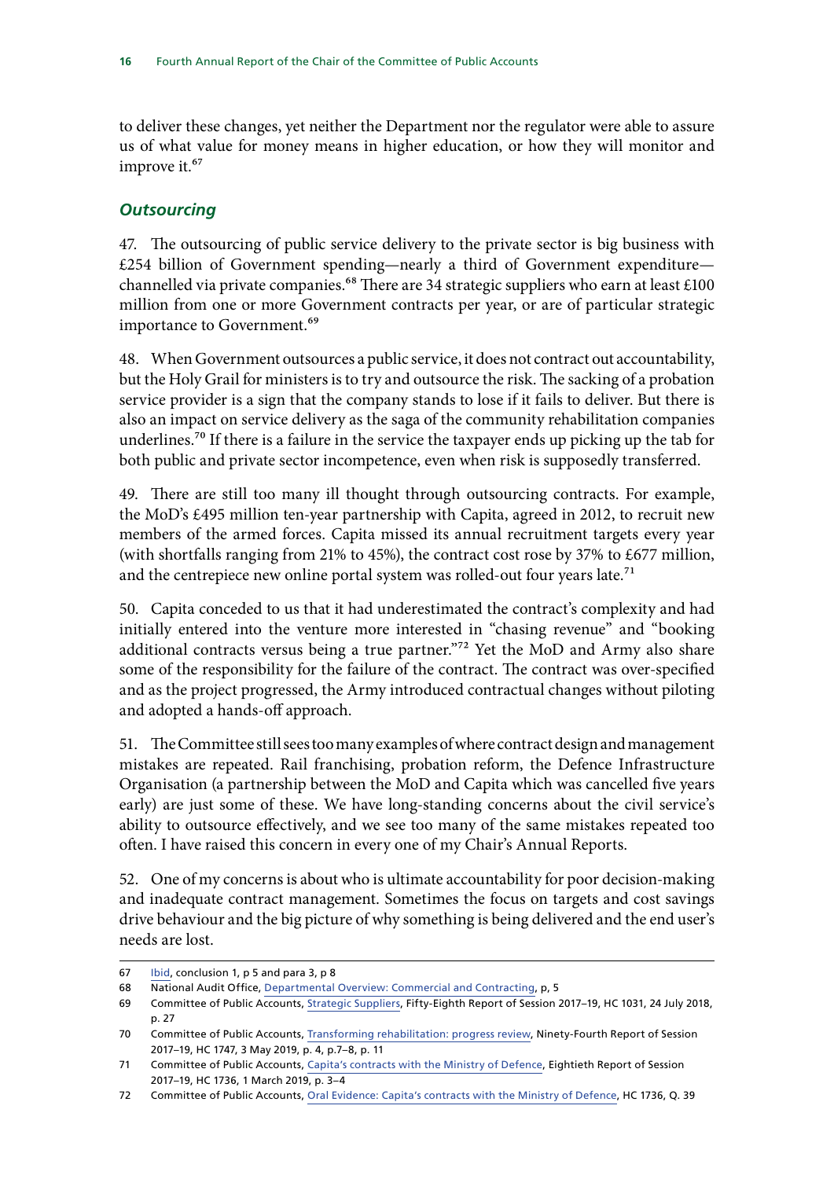to deliver these changes, yet neither the Department nor the regulator were able to assure us of what value for money means in higher education, or how they will monitor and improve it.[67]

### *Outsourcing*

47. The outsourcing of public service delivery to the private sector is big business with £254 billion of Government spending—nearly a third of Government expenditure—channelled via private companies.[68] There are 34 strategic suppliers who earn at least £100 million from one or more Government contracts per year, or are of particular strategic importance to Government.[69]

48. When Government outsources a public service, it does not contract out accountability, but the Holy Grail for ministers is to try and outsource the risk. The sacking of a probation service provider is a sign that the company stands to lose if it fails to deliver. But there is also an impact on service delivery as the saga of the community rehabilitation companies underlines.[70] If there is a failure in the service the taxpayer ends up picking up the tab for both public and private sector incompetence, even when risk is supposedly transferred.

49. There are still too many ill thought through outsourcing contracts. For example, the MoD's £495 million ten-year partnership with Capita, agreed in 2012, to recruit new members of the armed forces. Capita missed its annual recruitment targets every year (with shortfalls ranging from 21% to 45%), the contract cost rose by 37% to £677 million, and the centrepiece new online portal system was rolled-out four years late.[71]

50. Capita conceded to us that it had underestimated the contract's complexity and had initially entered into the venture more interested in "chasing revenue" and "booking additional contracts versus being a true partner."[72] Yet the MoD and Army also share some of the responsibility for the failure of the contract. The contract was over-specified and as the project progressed, the Army introduced contractual changes without piloting and adopted a hands-off approach.

51. The Committee still sees too many examples of where contract design and management mistakes are repeated. Rail franchising, probation reform, the Defence Infrastructure Organisation (a partnership between the MoD and Capita which was cancelled five years early) are just some of these. We have long-standing concerns about the civil service's ability to outsource effectively, and we see too many of the same mistakes repeated too often. I have raised this concern in every one of my Chair's Annual Reports.

52. One of my concerns is about who is ultimate accountability for poor decision-making and inadequate contract management. Sometimes the focus on targets and cost savings drive behaviour and the big picture of why something is being delivered and the end user's needs are lost.

---

67 Ibid, conclusion 1, p 5 and para 3, p 8

68 National Audit Office, Departmental Overview: Commercial and Contracting, p, 5

69 Committee of Public Accounts, Strategic Suppliers, Fifty-Eighth Report of Session 2017–19, HC 1031, 24 July 2018, p. 27

70 Committee of Public Accounts, Transforming rehabilitation: progress review, Ninety-Fourth Report of Session 2017–19, HC 1747, 3 May 2019, p. 4, p.7–8, p. 11

71 Committee of Public Accounts, Capita's contracts with the Ministry of Defence, Eightieth Report of Session 2017–19, HC 1736, 1 March 2019, p. 3–4

72 Committee of Public Accounts, Oral Evidence: Capita's contracts with the Ministry of Defence, HC 1736, Q. 39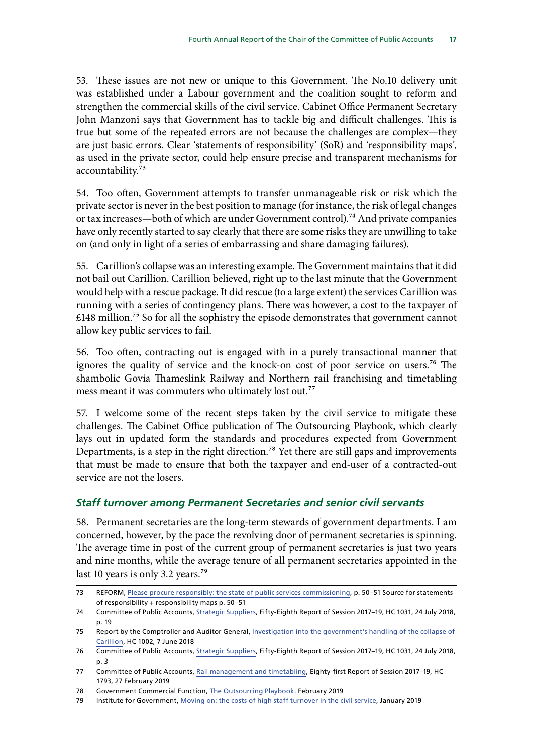53. These issues are not new or unique to this Government. The No.10 delivery unit was established under a Labour government and the coalition sought to reform and strengthen the commercial skills of the civil service. Cabinet Office Permanent Secretary John Manzoni says that Government has to tackle big and difficult challenges. This is true but some of the repeated errors are not because the challenges are complex—they are just basic errors. Clear 'statements of responsibility' (SoR) and 'responsibility maps', as used in the private sector, could help ensure precise and transparent mechanisms for accountability.[73]

54. Too often, Government attempts to transfer unmanageable risk or risk which the private sector is never in the best position to manage (for instance, the risk of legal changes or tax increases—both of which are under Government control).[74] And private companies have only recently started to say clearly that there are some risks they are unwilling to take on (and only in light of a series of embarrassing and share damaging failures).

55. Carillion's collapse was an interesting example. The Government maintains that it did not bail out Carillion. Carillion believed, right up to the last minute that the Government would help with a rescue package. It did rescue (to a large extent) the services Carillion was running with a series of contingency plans. There was however, a cost to the taxpayer of £148 million.[75] So for all the sophistry the episode demonstrates that government cannot allow key public services to fail.

56. Too often, contracting out is engaged with in a purely transactional manner that ignores the quality of service and the knock-on cost of poor service on users.[76] The shambolic Govia Thameslink Railway and Northern rail franchising and timetabling mess meant it was commuters who ultimately lost out.[77]

57. I welcome some of the recent steps taken by the civil service to mitigate these challenges. The Cabinet Office publication of The Outsourcing Playbook, which clearly lays out in updated form the standards and procedures expected from Government Departments, is a step in the right direction.[78] Yet there are still gaps and improvements that must be made to ensure that both the taxpayer and end-user of a contracted-out service are not the losers.

### *Staff turnover among Permanent Secretaries and senior civil servants*

58. Permanent secretaries are the long-term stewards of government departments. I am concerned, however, by the pace the revolving door of permanent secretaries is spinning. The average time in post of the current group of permanent secretaries is just two years and nine months, while the average tenure of all permanent secretaries appointed in the last 10 years is only 3.2 years.[79]

---

73 REFORM, Please procure responsibly: the state of public services commissioning, p. 50–51 Source for statements of responsibility + responsibility maps p. 50–51

74 Committee of Public Accounts, Strategic Suppliers, Fifty-Eighth Report of Session 2017–19, HC 1031, 24 July 2018, p. 19

75 Report by the Comptroller and Auditor General, Investigation into the government's handling of the collapse of Carillion, HC 1002, 7 June 2018

76 Committee of Public Accounts, Strategic Suppliers, Fifty-Eighth Report of Session 2017–19, HC 1031, 24 July 2018, p. 3

77 Committee of Public Accounts, Rail management and timetabling, Eighty-first Report of Session 2017–19, HC 1793, 27 February 2019

78 Government Commercial Function, The Outsourcing Playbook. February 2019

79 Institute for Government, Moving on: the costs of high staff turnover in the civil service, January 2019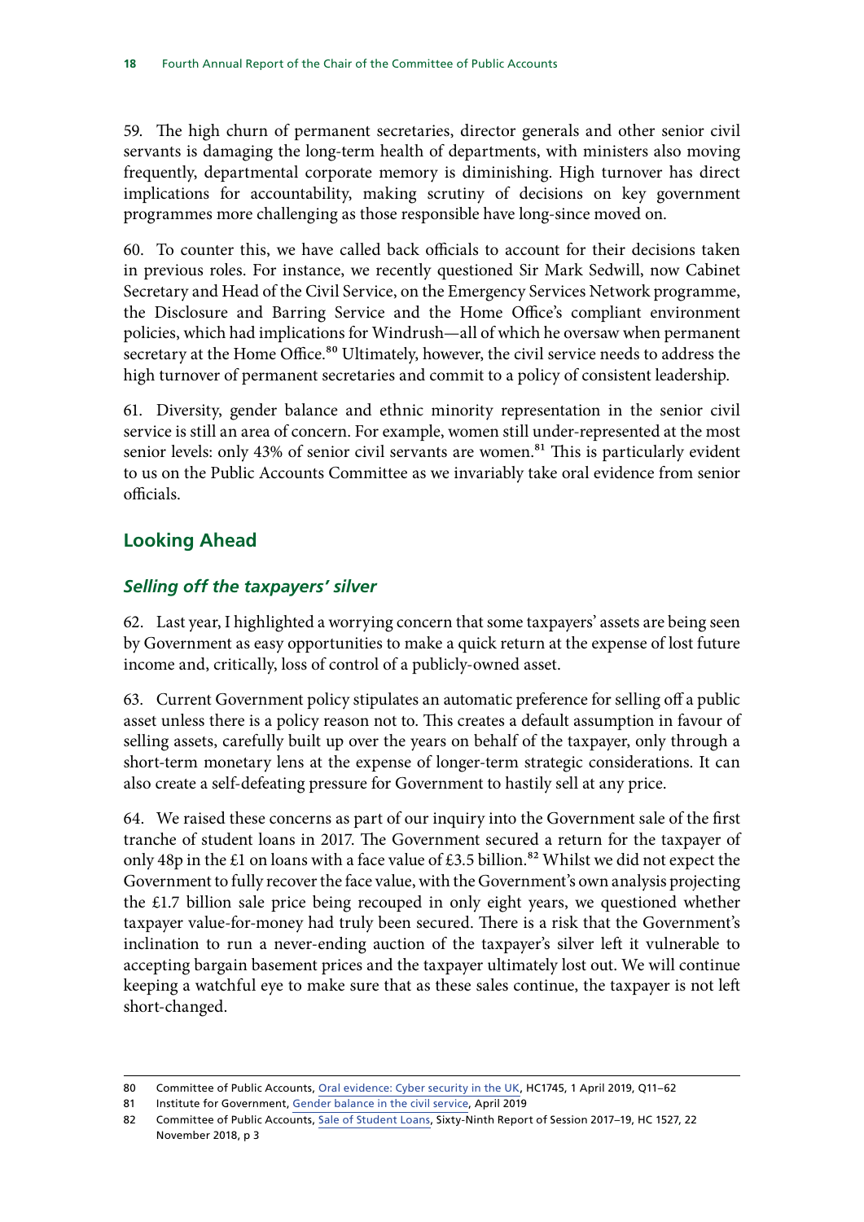59. The high churn of permanent secretaries, director generals and other senior civil servants is damaging the long-term health of departments, with ministers also moving frequently, departmental corporate memory is diminishing. High turnover has direct implications for accountability, making scrutiny of decisions on key government programmes more challenging as those responsible have long-since moved on.

60. To counter this, we have called back officials to account for their decisions taken in previous roles. For instance, we recently questioned Sir Mark Sedwill, now Cabinet Secretary and Head of the Civil Service, on the Emergency Services Network programme, the Disclosure and Barring Service and the Home Office's compliant environment policies, which had implications for Windrush—all of which he oversaw when permanent secretary at the Home Office.[80] Ultimately, however, the civil service needs to address the high turnover of permanent secretaries and commit to a policy of consistent leadership.

61. Diversity, gender balance and ethnic minority representation in the senior civil service is still an area of concern. For example, women still under-represented at the most senior levels: only 43% of senior civil servants are women.[81] This is particularly evident to us on the Public Accounts Committee as we invariably take oral evidence from senior officials.

## Looking Ahead

### *Selling off the taxpayers' silver*

62. Last year, I highlighted a worrying concern that some taxpayers' assets are being seen by Government as easy opportunities to make a quick return at the expense of lost future income and, critically, loss of control of a publicly-owned asset.

63. Current Government policy stipulates an automatic preference for selling off a public asset unless there is a policy reason not to. This creates a default assumption in favour of selling assets, carefully built up over the years on behalf of the taxpayer, only through a short-term monetary lens at the expense of longer-term strategic considerations. It can also create a self-defeating pressure for Government to hastily sell at any price.

64. We raised these concerns as part of our inquiry into the Government sale of the first tranche of student loans in 2017. The Government secured a return for the taxpayer of only 48p in the £1 on loans with a face value of £3.5 billion.[82] Whilst we did not expect the Government to fully recover the face value, with the Government's own analysis projecting the £1.7 billion sale price being recouped in only eight years, we questioned whether taxpayer value-for-money had truly been secured. There is a risk that the Government's inclination to run a never-ending auction of the taxpayer's silver left it vulnerable to accepting bargain basement prices and the taxpayer ultimately lost out. We will continue keeping a watchful eye to make sure that as these sales continue, the taxpayer is not left short-changed.

---

80 Committee of Public Accounts, Oral evidence: Cyber security in the UK, HC1745, 1 April 2019, Q11–62

81 Institute for Government, Gender balance in the civil service, April 2019

82 Committee of Public Accounts, Sale of Student Loans, Sixty-Ninth Report of Session 2017–19, HC 1527, 22 November 2018, p 3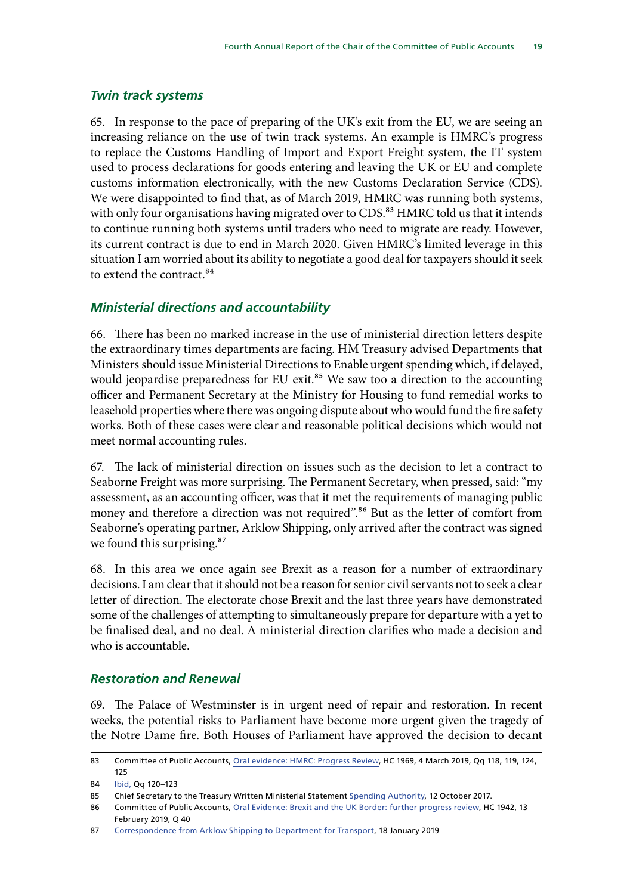### *Twin track systems*

65. In response to the pace of preparing of the UK's exit from the EU, we are seeing an increasing reliance on the use of twin track systems. An example is HMRC's progress to replace the Customs Handling of Import and Export Freight system, the IT system used to process declarations for goods entering and leaving the UK or EU and complete customs information electronically, with the new Customs Declaration Service (CDS). We were disappointed to find that, as of March 2019, HMRC was running both systems, with only four organisations having migrated over to CDS.[83] HMRC told us that it intends to continue running both systems until traders who need to migrate are ready. However, its current contract is due to end in March 2020. Given HMRC's limited leverage in this situation I am worried about its ability to negotiate a good deal for taxpayers should it seek to extend the contract.[84]

### *Ministerial directions and accountability*

66. There has been no marked increase in the use of ministerial direction letters despite the extraordinary times departments are facing. HM Treasury advised Departments that Ministers should issue Ministerial Directions to Enable urgent spending which, if delayed, would jeopardise preparedness for EU exit.[85] We saw too a direction to the accounting officer and Permanent Secretary at the Ministry for Housing to fund remedial works to leasehold properties where there was ongoing dispute about who would fund the fire safety works. Both of these cases were clear and reasonable political decisions which would not meet normal accounting rules.

67. The lack of ministerial direction on issues such as the decision to let a contract to Seaborne Freight was more surprising. The Permanent Secretary, when pressed, said: "my assessment, as an accounting officer, was that it met the requirements of managing public money and therefore a direction was not required".[86] But as the letter of comfort from Seaborne's operating partner, Arklow Shipping, only arrived after the contract was signed we found this surprising.[87]

68. In this area we once again see Brexit as a reason for a number of extraordinary decisions. I am clear that it should not be a reason for senior civil servants not to seek a clear letter of direction. The electorate chose Brexit and the last three years have demonstrated some of the challenges of attempting to simultaneously prepare for departure with a yet to be finalised deal, and no deal. A ministerial direction clarifies who made a decision and who is accountable.

### *Restoration and Renewal*

69. The Palace of Westminster is in urgent need of repair and restoration. In recent weeks, the potential risks to Parliament have become more urgent given the tragedy of the Notre Dame fire. Both Houses of Parliament have approved the decision to decant

---

83 Committee of Public Accounts, Oral evidence: HMRC: Progress Review, HC 1969, 4 March 2019, Qq 118, 119, 124, 125

84 Ibid, Qq 120–123

85 Chief Secretary to the Treasury Written Ministerial Statement Spending Authority, 12 October 2017.

86 Committee of Public Accounts, Oral Evidence: Brexit and the UK Border: further progress review, HC 1942, 13 February 2019, Q 40

87 Correspondence from Arklow Shipping to Department for Transport, 18 January 2019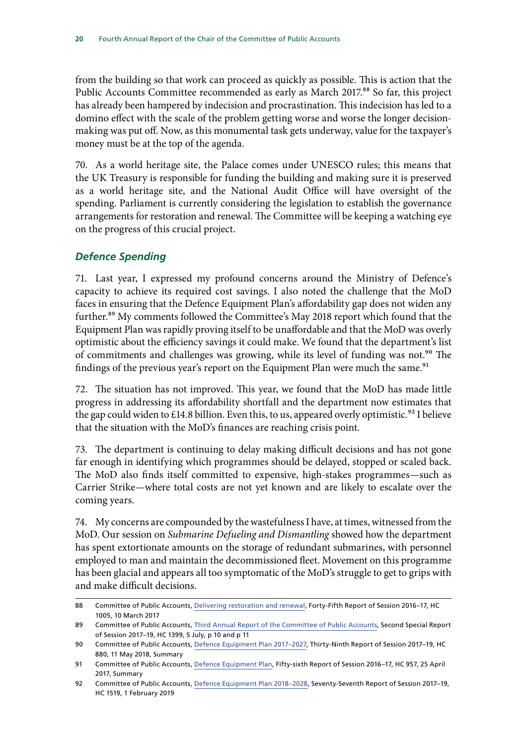from the building so that work can proceed as quickly as possible. This is action that the Public Accounts Committee recommended as early as March 2017.[88] So far, this project has already been hampered by indecision and procrastination. This indecision has led to a domino effect with the scale of the problem getting worse and worse the longer decision-making was put off. Now, as this monumental task gets underway, value for the taxpayer's money must be at the top of the agenda.

70. As a world heritage site, the Palace comes under UNESCO rules; this means that the UK Treasury is responsible for funding the building and making sure it is preserved as a world heritage site, and the National Audit Office will have oversight of the spending. Parliament is currently considering the legislation to establish the governance arrangements for restoration and renewal. The Committee will be keeping a watching eye on the progress of this crucial project.

### *Defence Spending*

71. Last year, I expressed my profound concerns around the Ministry of Defence's capacity to achieve its required cost savings. I also noted the challenge that the MoD faces in ensuring that the Defence Equipment Plan's affordability gap does not widen any further.[89] My comments followed the Committee's May 2018 report which found that the Equipment Plan was rapidly proving itself to be unaffordable and that the MoD was overly optimistic about the efficiency savings it could make. We found that the department's list of commitments and challenges was growing, while its level of funding was not.[90] The findings of the previous year's report on the Equipment Plan were much the same.[91]

72. The situation has not improved. This year, we found that the MoD has made little progress in addressing its affordability shortfall and the department now estimates that the gap could widen to £14.8 billion. Even this, to us, appeared overly optimistic.[92] I believe that the situation with the MoD's finances are reaching crisis point.

73. The department is continuing to delay making difficult decisions and has not gone far enough in identifying which programmes should be delayed, stopped or scaled back. The MoD also finds itself committed to expensive, high-stakes programmes—such as Carrier Strike—where total costs are not yet known and are likely to escalate over the coming years.

74. My concerns are compounded by the wastefulness I have, at times, witnessed from the MoD. Our session on *Submarine Defueling and Dismantling* showed how the department has spent extortionate amounts on the storage of redundant submarines, with personnel employed to man and maintain the decommissioned fleet. Movement on this programme has been glacial and appears all too symptomatic of the MoD's struggle to get to grips with and make difficult decisions.

---

88 Committee of Public Accounts, Delivering restoration and renewal, Forty-Fifth Report of Session 2016–17, HC 1005, 10 March 2017

89 Committee of Public Accounts, Third Annual Report of the Committee of Public Accounts, Second Special Report of Session 2017–19, HC 1399, 5 July, p 10 and p 11

90 Committee of Public Accounts, Defence Equipment Plan 2017–2027, Thirty-Ninth Report of Session 2017–19, HC 880, 11 May 2018, Summary

91 Committee of Public Accounts, Defence Equipment Plan, Fifty-sixth Report of Session 2016–17, HC 957, 25 April 2017, Summary

92 Committee of Public Accounts, Defence Equipment Plan 2018–2028, Seventy-Seventh Report of Session 2017–19, HC 1519, 1 February 2019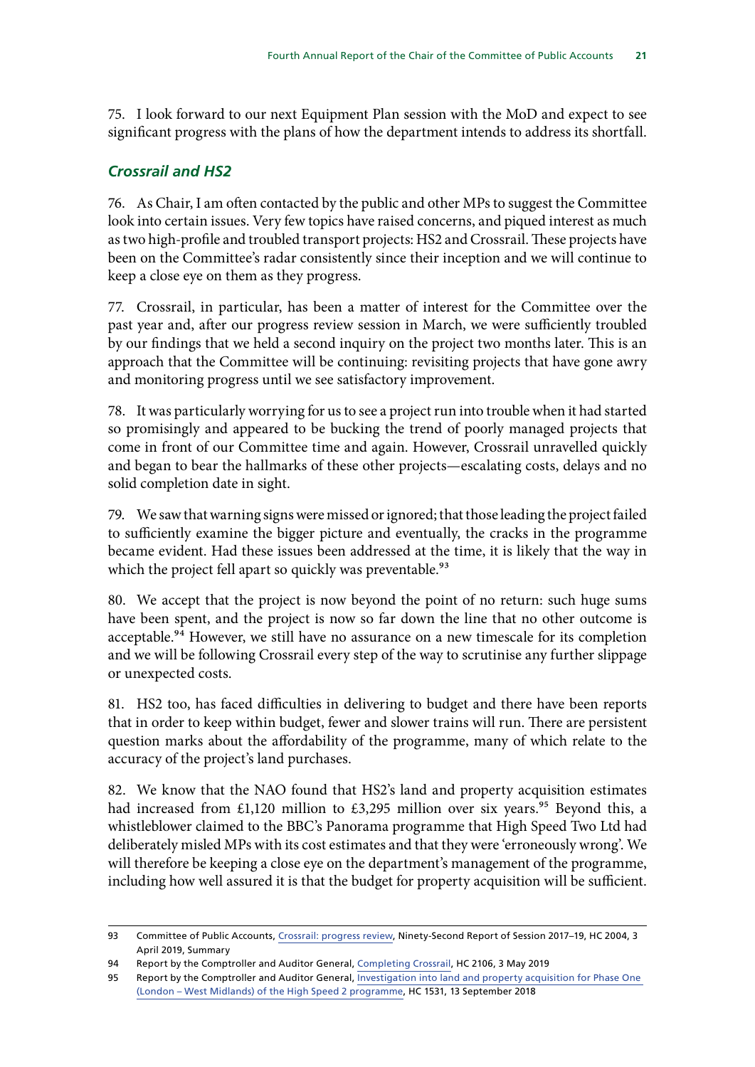75. I look forward to our next Equipment Plan session with the MoD and expect to see significant progress with the plans of how the department intends to address its shortfall.

### *Crossrail and HS2*

76. As Chair, I am often contacted by the public and other MPs to suggest the Committee look into certain issues. Very few topics have raised concerns, and piqued interest as much as two high-profile and troubled transport projects: HS2 and Crossrail. These projects have been on the Committee's radar consistently since their inception and we will continue to keep a close eye on them as they progress.

77. Crossrail, in particular, has been a matter of interest for the Committee over the past year and, after our progress review session in March, we were sufficiently troubled by our findings that we held a second inquiry on the project two months later. This is an approach that the Committee will be continuing: revisiting projects that have gone awry and monitoring progress until we see satisfactory improvement.

78. It was particularly worrying for us to see a project run into trouble when it had started so promisingly and appeared to be bucking the trend of poorly managed projects that come in front of our Committee time and again. However, Crossrail unravelled quickly and began to bear the hallmarks of these other projects—escalating costs, delays and no solid completion date in sight.

79. We saw that warning signs were missed or ignored; that those leading the project failed to sufficiently examine the bigger picture and eventually, the cracks in the programme became evident. Had these issues been addressed at the time, it is likely that the way in which the project fell apart so quickly was preventable.[93]

80. We accept that the project is now beyond the point of no return: such huge sums have been spent, and the project is now so far down the line that no other outcome is acceptable.[94] However, we still have no assurance on a new timescale for its completion and we will be following Crossrail every step of the way to scrutinise any further slippage or unexpected costs.

81. HS2 too, has faced difficulties in delivering to budget and there have been reports that in order to keep within budget, fewer and slower trains will run. There are persistent question marks about the affordability of the programme, many of which relate to the accuracy of the project's land purchases.

82. We know that the NAO found that HS2's land and property acquisition estimates had increased from £1,120 million to £3,295 million over six years.[95] Beyond this, a whistleblower claimed to the BBC's Panorama programme that High Speed Two Ltd had deliberately misled MPs with its cost estimates and that they were 'erroneously wrong'. We will therefore be keeping a close eye on the department's management of the programme, including how well assured it is that the budget for property acquisition will be sufficient.

---

93 Committee of Public Accounts, Crossrail: progress review, Ninety-Second Report of Session 2017–19, HC 2004, 3 April 2019, Summary

94 Report by the Comptroller and Auditor General, Completing Crossrail, HC 2106, 3 May 2019

95 Report by the Comptroller and Auditor General, Investigation into land and property acquisition for Phase One (London – West Midlands) of the High Speed 2 programme, HC 1531, 13 September 2018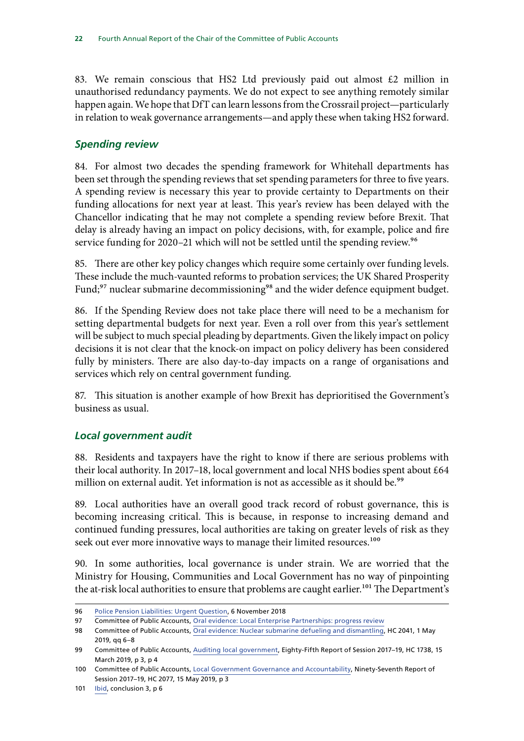83. We remain conscious that HS2 Ltd previously paid out almost £2 million in unauthorised redundancy payments. We do not expect to see anything remotely similar happen again. We hope that DfT can learn lessons from the Crossrail project—particularly in relation to weak governance arrangements—and apply these when taking HS2 forward.

### *Spending review*

84. For almost two decades the spending framework for Whitehall departments has been set through the spending reviews that set spending parameters for three to five years. A spending review is necessary this year to provide certainty to Departments on their funding allocations for next year at least. This year's review has been delayed with the Chancellor indicating that he may not complete a spending review before Brexit. That delay is already having an impact on policy decisions, with, for example, police and fire service funding for 2020–21 which will not be settled until the spending review.[96]

85. There are other key policy changes which require some certainly over funding levels. These include the much-vaunted reforms to probation services; the UK Shared Prosperity Fund;[97] nuclear submarine decommissioning[98] and the wider defence equipment budget.

86. If the Spending Review does not take place there will need to be a mechanism for setting departmental budgets for next year. Even a roll over from this year's settlement will be subject to much special pleading by departments. Given the likely impact on policy decisions it is not clear that the knock-on impact on policy delivery has been considered fully by ministers. There are also day-to-day impacts on a range of organisations and services which rely on central government funding.

87. This situation is another example of how Brexit has deprioritised the Government's business as usual.

### *Local government audit*

88. Residents and taxpayers have the right to know if there are serious problems with their local authority. In 2017–18, local government and local NHS bodies spent about £64 million on external audit. Yet information is not as accessible as it should be.[99]

89. Local authorities have an overall good track record of robust governance, this is becoming increasing critical. This is because, in response to increasing demand and continued funding pressures, local authorities are taking on greater levels of risk as they seek out ever more innovative ways to manage their limited resources.[100]

90. In some authorities, local governance is under strain. We are worried that the Ministry for Housing, Communities and Local Government has no way of pinpointing the at-risk local authorities to ensure that problems are caught earlier.[101] The Department's

---

96 Police Pension Liabilities: Urgent Question, 6 November 2018

97 Committee of Public Accounts, Oral evidence: Local Enterprise Partnerships: progress review

98 Committee of Public Accounts, Oral evidence: Nuclear submarine defueling and dismantling, HC 2041, 1 May 2019, qq 6–8

99 Committee of Public Accounts, Auditing local government, Eighty-Fifth Report of Session 2017–19, HC 1738, 15 March 2019, p 3, p 4

100 Committee of Public Accounts, Local Government Governance and Accountability, Ninety-Seventh Report of Session 2017–19, HC 2077, 15 May 2019, p 3

101 Ibid, conclusion 3, p 6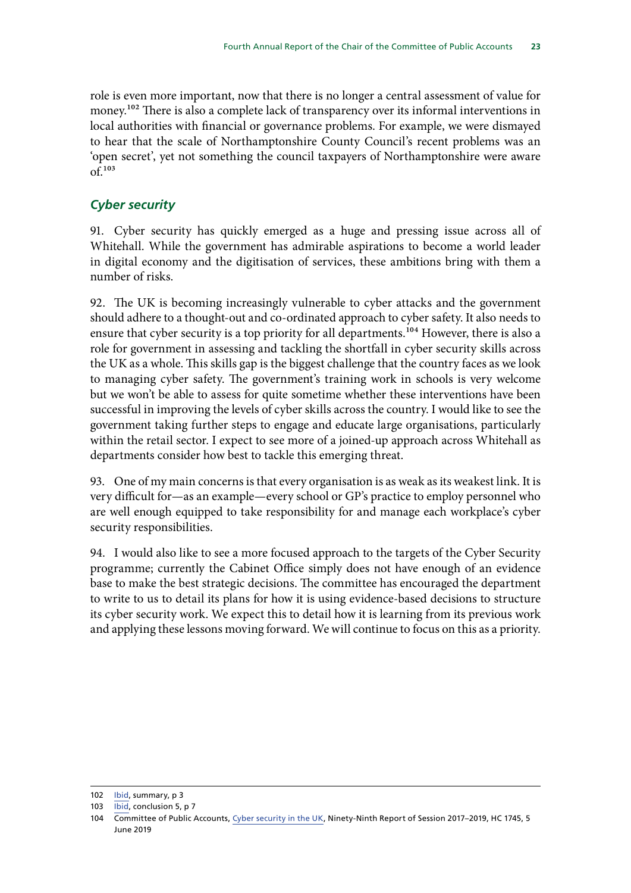role is even more important, now that there is no longer a central assessment of value for money.[102] There is also a complete lack of transparency over its informal interventions in local authorities with financial or governance problems. For example, we were dismayed to hear that the scale of Northamptonshire County Council's recent problems was an 'open secret', yet not something the council taxpayers of Northamptonshire were aware of.[103]

### *Cyber security*

91. Cyber security has quickly emerged as a huge and pressing issue across all of Whitehall. While the government has admirable aspirations to become a world leader in digital economy and the digitisation of services, these ambitions bring with them a number of risks.

92. The UK is becoming increasingly vulnerable to cyber attacks and the government should adhere to a thought-out and co-ordinated approach to cyber safety. It also needs to ensure that cyber security is a top priority for all departments.[104] However, there is also a role for government in assessing and tackling the shortfall in cyber security skills across the UK as a whole. This skills gap is the biggest challenge that the country faces as we look to managing cyber safety. The government's training work in schools is very welcome but we won't be able to assess for quite sometime whether these interventions have been successful in improving the levels of cyber skills across the country. I would like to see the government taking further steps to engage and educate large organisations, particularly within the retail sector. I expect to see more of a joined-up approach across Whitehall as departments consider how best to tackle this emerging threat.

93. One of my main concerns is that every organisation is as weak as its weakest link. It is very difficult for—as an example—every school or GP's practice to employ personnel who are well enough equipped to take responsibility for and manage each workplace's cyber security responsibilities.

94. I would also like to see a more focused approach to the targets of the Cyber Security programme; currently the Cabinet Office simply does not have enough of an evidence base to make the best strategic decisions. The committee has encouraged the department to write to us to detail its plans for how it is using evidence-based decisions to structure its cyber security work. We expect this to detail how it is learning from its previous work and applying these lessons moving forward. We will continue to focus on this as a priority.

---

102 Ibid, summary, p 3

103 Ibid, conclusion 5, p 7

104 Committee of Public Accounts, Cyber security in the UK, Ninety-Ninth Report of Session 2017–2019, HC 1745, 5 June 2019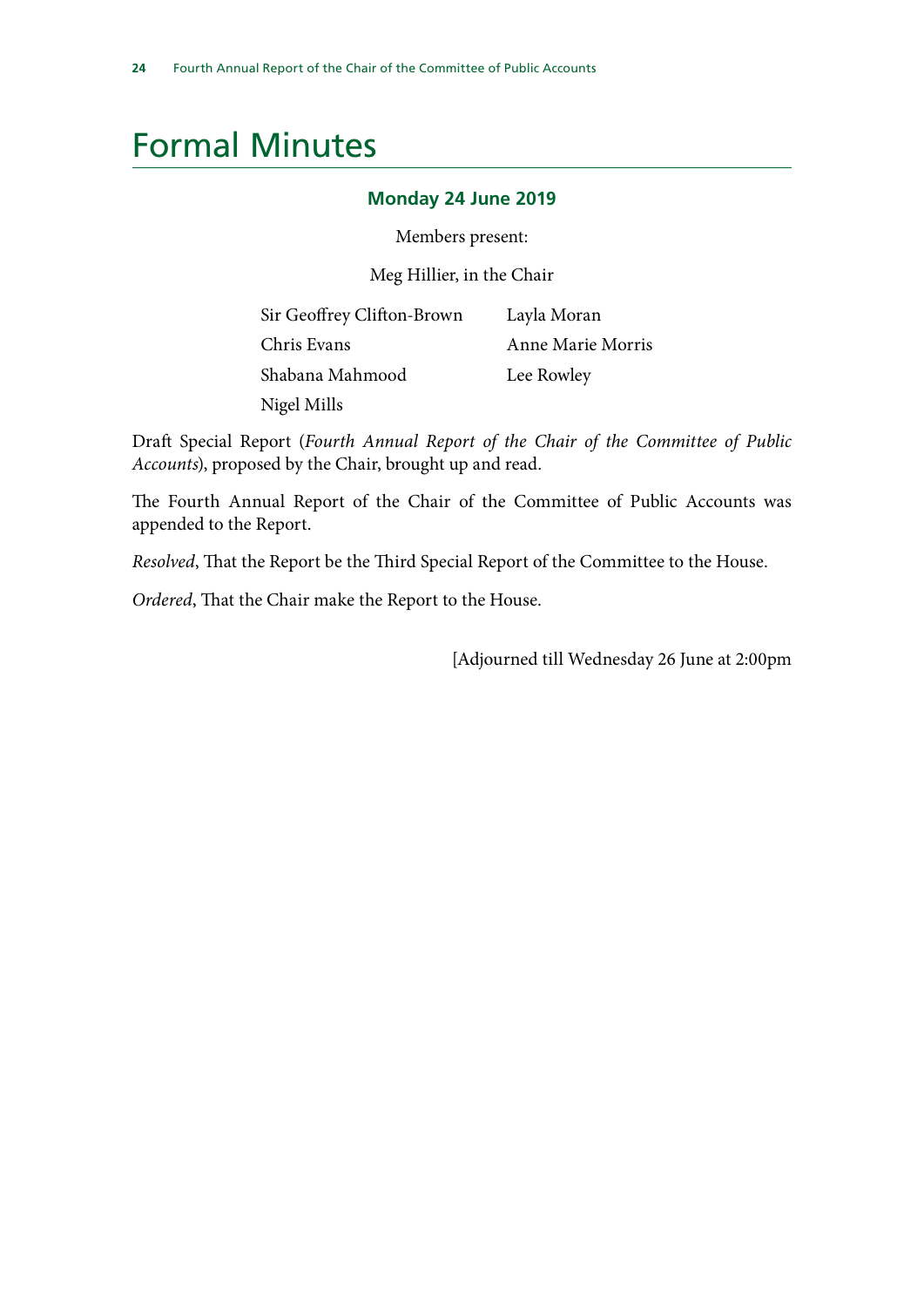# Formal Minutes

### Monday 24 June 2019

Members present:

Meg Hillier, in the Chair

| | |
|---|---|
| Sir Geoffrey Clifton-Brown | Layla Moran |
| Chris Evans | Anne Marie Morris |
| Shabana Mahmood | Lee Rowley |
| Nigel Mills | |

Draft Special Report (*Fourth Annual Report of the Chair of the Committee of Public Accounts*), proposed by the Chair, brought up and read.

The Fourth Annual Report of the Chair of the Committee of Public Accounts was appended to the Report.

*Resolved*, That the Report be the Third Special Report of the Committee to the House.

*Ordered*, That the Chair make the Report to the House.

[Adjourned till Wednesday 26 June at 2:00pm